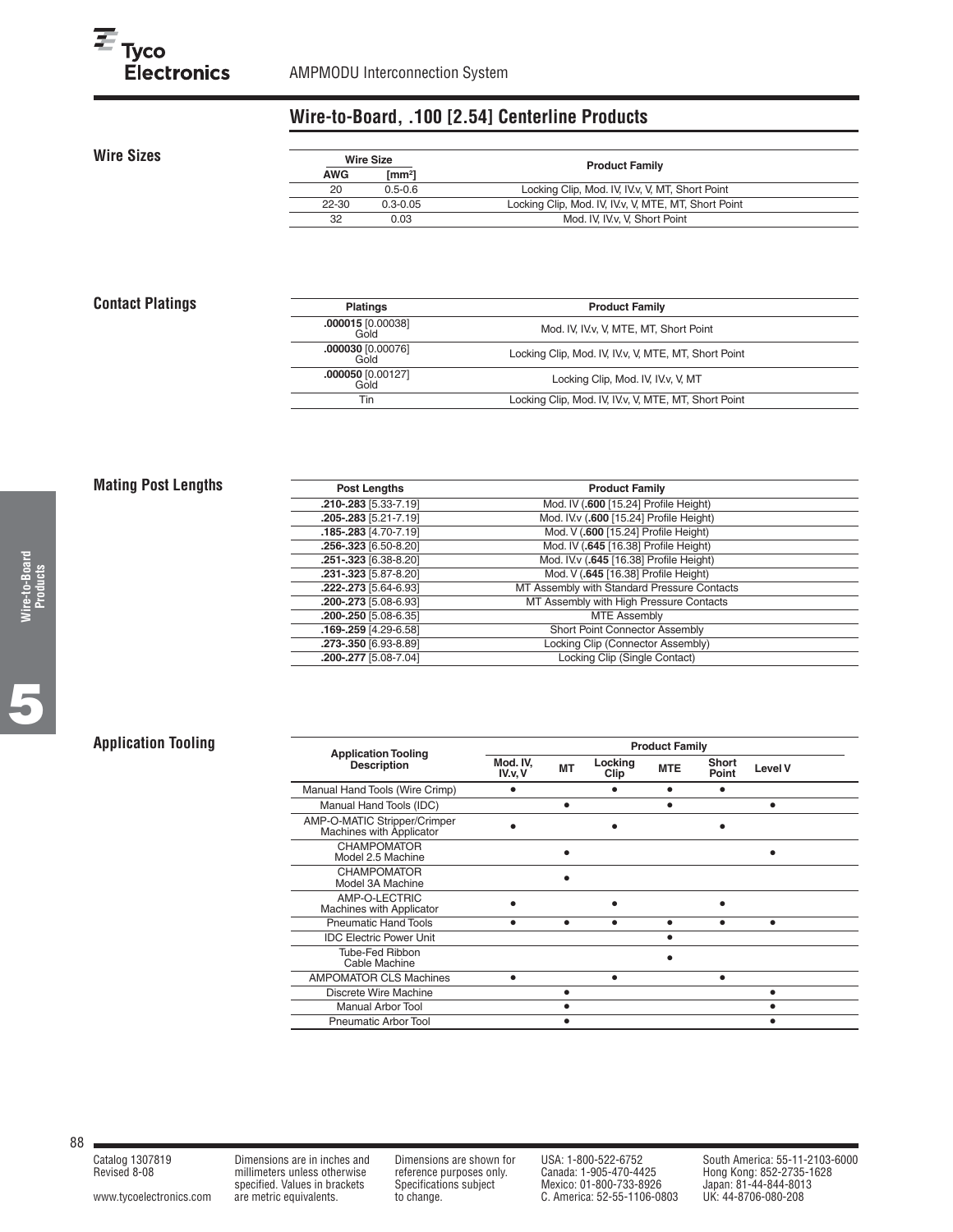## Wire-to-Board, .100 [2.54] Centerline Products

### Wire Sizes

| Wire Size AWG | Wire Size [mm²] | Product Family |
|---|---|---|
| 20 | 0.5-0.6 | Locking Clip, Mod. IV, IV.v, V, MT, Short Point |
| 22-30 | 0.3-0.05 | Locking Clip, Mod. IV, IV.v, V, MTE, MT, Short Point |
| 32 | 0.03 | Mod. IV, IV.v, V, Short Point |

### Contact Platings

| Platings | Product Family |
|---|---|
| **.000015** [0.00038] Gold | Mod. IV, IV.v, V, MTE, MT, Short Point |
| **.000030** [0.00076] Gold | Locking Clip, Mod. IV, IV.v, V, MTE, MT, Short Point |
| **.000050** [0.00127] Gold | Locking Clip, Mod. IV, IV.v, V, MT |
| Tin | Locking Clip, Mod. IV, IV.v, V, MTE, MT, Short Point |

### Mating Post Lengths

| Post Lengths | Product Family |
|---|---|
| **.210-.283** [5.33-7.19] | Mod. IV (**.600** [15.24] Profile Height) |
| **.205-.283** [5.21-7.19] | Mod. IV.v (**.600** [15.24] Profile Height) |
| **.185-.283** [4.70-7.19] | Mod. V (**.600** [15.24] Profile Height) |
| **.256-.323** [6.50-8.20] | Mod. IV (**.645** [16.38] Profile Height) |
| **.251-.323** [6.38-8.20] | Mod. IV.v (**.645** [16.38] Profile Height) |
| **.231-.323** [5.87-8.20] | Mod. V (**.645** [16.38] Profile Height) |
| **.222-.273** [5.64-6.93] | MT Assembly with Standard Pressure Contacts |
| **.200-.273** [5.08-6.93] | MT Assembly with High Pressure Contacts |
| **.200-.250** [5.08-6.35] | MTE Assembly |
| **.169-.259** [4.29-6.58] | Short Point Connector Assembly |
| **.273-.350** [6.93-8.89] | Locking Clip (Connector Assembly) |
| **.200-.277** [5.08-7.04] | Locking Clip (Single Contact) |

### Application Tooling

| Application Tooling Description | Product Family: Mod. IV, IV.v, V | MT | Locking Clip | MTE | Short Point | Level V |
|---|---|---|---|---|---|---|
| Manual Hand Tools (Wire Crimp) | • | | • | • | • | |
| Manual Hand Tools (IDC) | | • | | • | | • |
| AMP-O-MATIC Stripper/Crimper Machines with Applicator | • | | • | | • | |
| CHAMPOMATOR Model 2.5 Machine | | • | | | | • |
| CHAMPOMATOR Model 3A Machine | | • | | | | |
| AMP-O-LECTRIC Machines with Applicator | • | | • | | • | |
| Pneumatic Hand Tools | • | • | • | • | • | • |
| IDC Electric Power Unit | | | | • | | |
| Tube-Fed Ribbon Cable Machine | | | | • | | |
| AMPOMATOR CLS Machines | • | | • | | • | |
| Discrete Wire Machine | | • | | | | • |
| Manual Arbor Tool | | • | | | | • |
| Pneumatic Arbor Tool | | • | | | | • |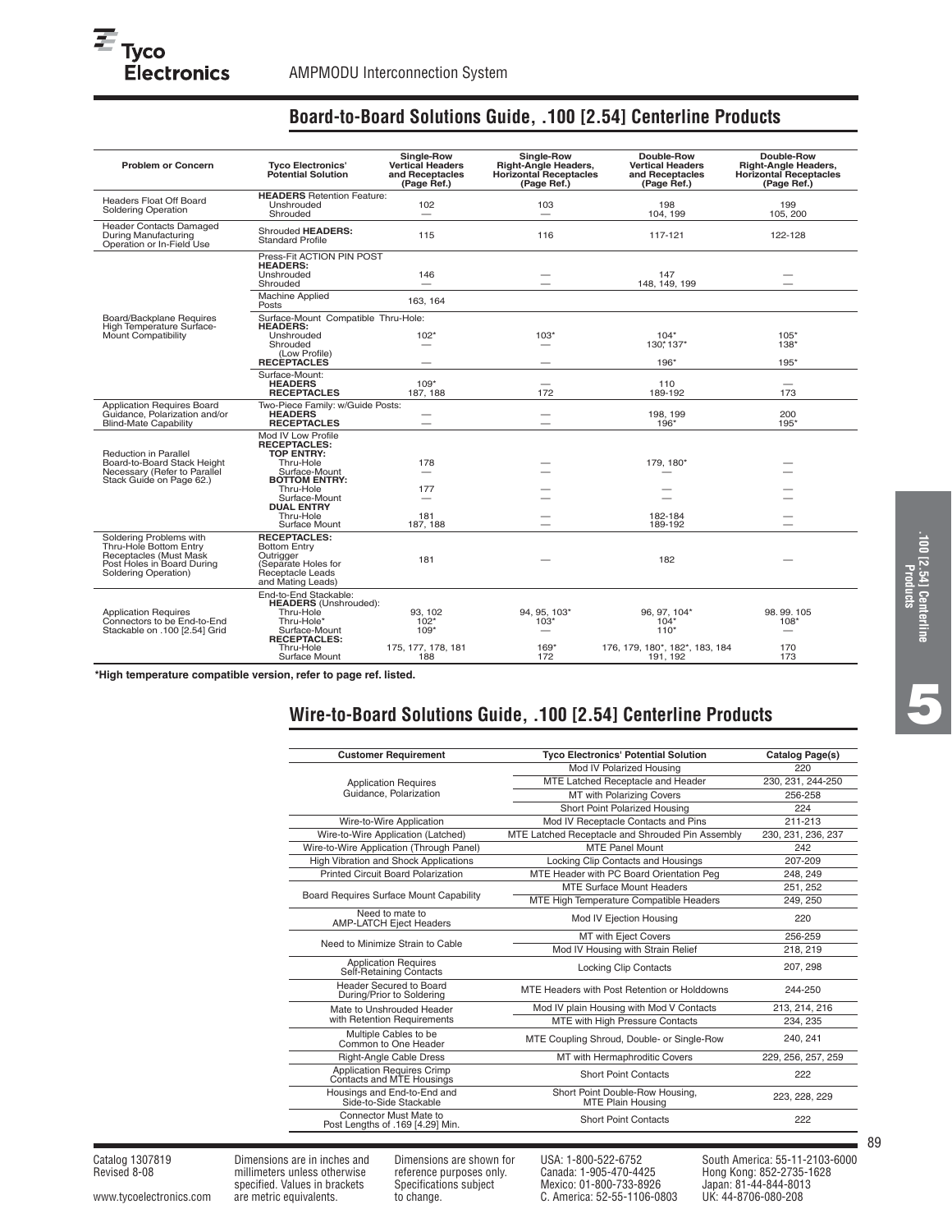## Board-to-Board Solutions Guide, .100 [2.54] Centerline Products

| Problem or Concern | Tyco Electronics' Potential Solution | Single-Row Vertical Headers and Receptacles (Page Ref.) | Single-Row Right-Angle Headers, Horizontal Receptacles (Page Ref.) | Double-Row Vertical Headers and Receptacles (Page Ref.) | Double-Row Right-Angle Headers, Horizontal Receptacles (Page Ref.) |
|---|---|---|---|---|---|
| Headers Float Off Board Soldering Operation | **HEADERS** Retention Feature: | | | | |
| | Unshrouded | 102 | 103 | 198 | 199 |
| | Shrouded | — | — | 104, 199 | 105, 200 |
| Header Contacts Damaged During Manufacturing Operation or In-Field Use | Shrouded **HEADERS:** Standard Profile | 115 | 116 | 117-121 | 122-128 |
| Board/Backplane Requires High Temperature Surface-Mount Compatibility | Press-Fit ACTION PIN POST **HEADERS:** | | | | |
| | Unshrouded | 146 | — | 147 | — |
| | Shrouded | — | — | 148, 149, 199 | — |
| | Machine Applied Posts | 163, 164 | | | |
| | Surface-Mount Compatible Thru-Hole: **HEADERS:** | | | | |
| | Unshrouded | 102* | 103* | 104* | 105* |
| | Shrouded (Low Profile) | — | — | 130*, 137* | 138* |
| | **RECEPTACLES** | — | — | 196* | 195* |
| | Surface-Mount: | | | | |
| | **HEADERS** | 109* | — | 110 | — |
| | **RECEPTACLES** | 187, 188 | 172 | 189-192 | 173 |
| Application Requires Board Guidance, Polarization and/or Blind-Mate Capability | Two-Piece Family: w/Guide Posts: | | | | |
| | **HEADERS** | — | — | 198, 199 | 200 |
| | **RECEPTACLES** | — | — | 196* | 195* |
| Reduction in Parallel Board-to-Board Stack Height Necessary (Refer to Parallel Stack Guide on Page 62.) | Mod IV Low Profile **RECEPTACLES:** | | | | |
| | **TOP ENTRY:** Thru-Hole | 178 | — | 179, 180* | — |
| | Surface-Mount | — | — | — | — |
| | **BOTTOM ENTRY:** Thru-Hole | 177 | — | — | — |
| | Surface-Mount | — | — | — | — |
| | **DUAL ENTRY** Thru-Hole | 181 | — | 182-184 | — |
| | Surface Mount | 187, 188 | — | 189-192 | — |
| Soldering Problems with Thru-Hole Bottom Entry Receptacles (Must Mask Post Holes in Board During Soldering Operation) | **RECEPTACLES:** Bottom Entry Outrigger (Separate Holes for Receptacle Leads and Mating Leads) | 181 | — | 182 | — |
| Application Requires Connectors to be End-to-End Stackable on .100 [2.54] Grid | End-to-End Stackable: **HEADERS** (Unshrouded): | | | | |
| | Thru-Hole | 93, 102 | 94, 95, 103* | 96, 97, 104* | 98. 99. 105 |
| | Thru-Hole* | 102* | 103* | 104* | 108* |
| | Surface-Mount | 109* | — | 110* | — |
| | **RECEPTACLES:** Thru-Hole | 175, 177, 178, 181 | 169* | 176, 179, 180*, 182*, 183, 184 | 170 |
| | Surface Mount | 188 | 172 | 191, 192 | 173 |

**\*High temperature compatible version, refer to page ref. listed.**

## Wire-to-Board Solutions Guide, .100 [2.54] Centerline Products

| Customer Requirement | Tyco Electronics' Potential Solution | Catalog Page(s) |
|---|---|---|
| Application Requires Guidance, Polarization | Mod IV Polarized Housing | 220 |
| | MTE Latched Receptacle and Header | 230, 231, 244-250 |
| | MT with Polarizing Covers | 256-258 |
| | Short Point Polarized Housing | 224 |
| Wire-to-Wire Application | Mod IV Receptacle Contacts and Pins | 211-213 |
| Wire-to-Wire Application (Latched) | MTE Latched Receptacle and Shrouded Pin Assembly | 230, 231, 236, 237 |
| Wire-to-Wire Application (Through Panel) | MTE Panel Mount | 242 |
| High Vibration and Shock Applications | Locking Clip Contacts and Housings | 207-209 |
| Printed Circuit Board Polarization | MTE Header with PC Board Orientation Peg | 248, 249 |
| Board Requires Surface Mount Capability | MTE Surface Mount Headers | 251, 252 |
| | MTE High Temperature Compatible Headers | 249, 250 |
| Need to mate to AMP-LATCH Eject Headers | Mod IV Ejection Housing | 220 |
| Need to Minimize Strain to Cable | MT with Eject Covers | 256-259 |
| | Mod IV Housing with Strain Relief | 218, 219 |
| Application Requires Self-Retaining Contacts | Locking Clip Contacts | 207, 298 |
| Header Secured to Board During/Prior to Soldering | MTE Headers with Post Retention or Holddowns | 244-250 |
| Mate to Unshrouded Header with Retention Requirements | Mod IV plain Housing with Mod V Contacts | 213, 214, 216 |
| | MTE with High Pressure Contacts | 234, 235 |
| Multiple Cables to be Common to One Header | MTE Coupling Shroud, Double- or Single-Row | 240, 241 |
| Right-Angle Cable Dress | MT with Hermaphroditic Covers | 229, 256, 257, 259 |
| Application Requires Crimp Contacts and MTE Housings | Short Point Contacts | 222 |
| Housings and End-to-End and Side-to-Side Stackable | Short Point Double-Row Housing, MTE Plain Housing | 223, 228, 229 |
| Connector Must Mate to Post Lengths of .169 [4.29] Min. | Short Point Contacts | 222 |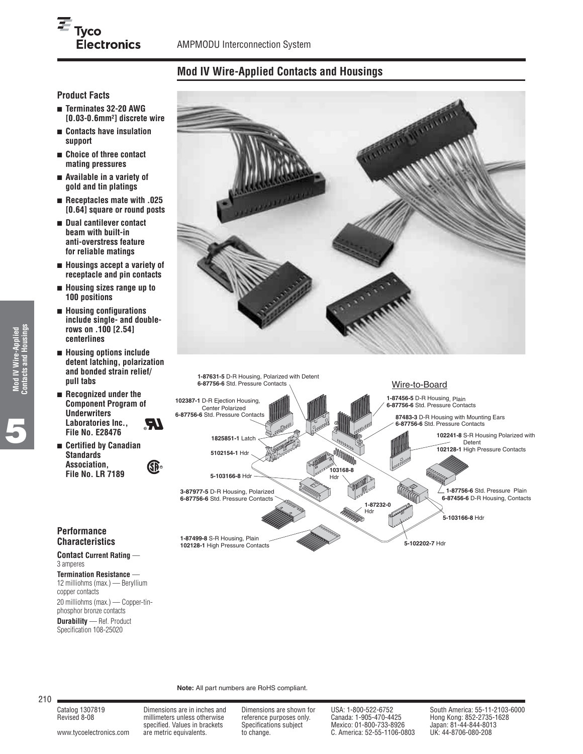## Mod IV Wire-Applied Contacts and Housings

### Product Facts

- Terminates 32-20 AWG [0.03-0.6mm²] discrete wire
- Contacts have insulation support
- Choice of three contact mating pressures
- Available in a variety of gold and tin platings
- Receptacles mate with .025 [0.64] square or round posts
- Dual cantilever contact beam with built-in anti-overstress feature for reliable matings
- Housings accept a variety of receptacle and pin contacts
- Housing sizes range up to 100 positions
- Housing configurations include single- and double-rows on .100 [2.54] centerlines
- Housing options include detent latching, polarization and bonded strain relief/ pull tabs
- Recognized under the Component Program of Underwriters Laboratories Inc., File No. E28476
- Certified by Canadian Standards Association, File No. LR 7189

### Performance Characteristics

**Contact Current Rating** — 3 amperes

**Termination Resistance** — 12 milliohms (max.) — Beryllium copper contacts

20 milliohms (max.) — Copper-tin-phosphor bronze contacts

**Durability** — Ref. Product Specification 108-25020

Wire-to-Board

**1-87631-5** D-R Housing, Polarized with Detent
**6-87756-6** Std. Pressure Contacts

**102387-1** D-R Ejection Housing, Center Polarized
**6-87756-6** Std. Pressure Contacts

**1825851-1** Latch

**5102154-1** Hdr

**5-103166-8** Hdr

**103168-8** Hdr

**3-87977-5** D-R Housing, Polarized
**6-87756-6** Std. Pressure Contacts

**1-87232-0** Hdr

**1-87499-8** S-R Housing, Plain
**102128-1** High Pressure Contacts

**5-102202-7** Hdr

**1-87456-5** D-R Housing, Plain
**6-87756-6** Std. Pressure Contacts

**87483-3** D-R Housing with Mounting Ears
**6-87756-6** Std. Pressure Contacts

**102241-8** S-R Housing Polarized with Detent
**102128-1** High Pressure Contacts

**1-87756-6** Std. Pressure Plain
**6-87456-6** D-R Housing, Contacts

**5-103166-8** Hdr

**Note:** All part numbers are RoHS compliant.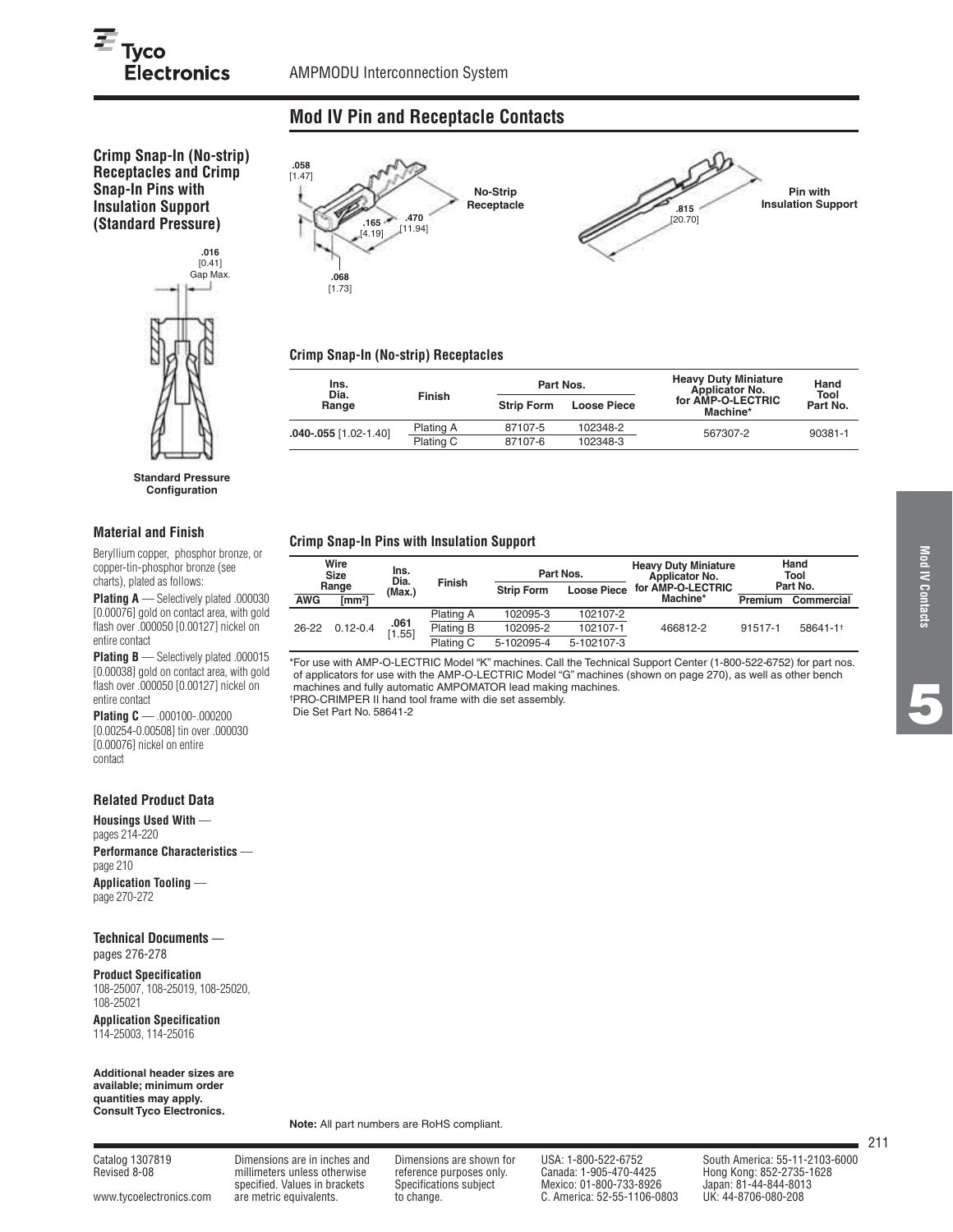# Mod IV Pin and Receptacle Contacts

## Crimp Snap-In (No-strip) Receptacles and Crimp Snap-In Pins with Insulation Support (Standard Pressure)

.016 [0.41] Gap Max.

Standard Pressure Configuration

.058 [1.47]

.165 [4.19]

.470 [11.94]

.068 [1.73]

No-Strip Receptacle

.815 [20.70]

Pin with Insulation Support

### Crimp Snap-In (No-strip) Receptacles

| Ins. Dia. Range | Finish | Part Nos. | | Heavy Duty Miniature Applicator No. for AMP-O-LECTRIC Machine* | Hand Tool Part No. |
|---|---|---|---|---|---|
| | | Strip Form | Loose Piece | | |
| .040-.055 [1.02-1.40] | Plating A | 87107-5 | 102348-2 | 567307-2 | 90381-1 |
| | Plating C | 87107-6 | 102348-3 | | |

### Crimp Snap-In Pins with Insulation Support

| Wire Size Range | | Ins. Dia. (Max.) | Finish | Part Nos. | | Heavy Duty Miniature Applicator No. for AMP-O-LECTRIC Machine* | Hand Tool Part No. | |
|---|---|---|---|---|---|---|---|---|
| AWG | [mm²] | | | Strip Form | Loose Piece | | Premium | Commercial |
| 26-22 | 0.12-0.4 | .061 [1.55] | Plating A | 102095-3 | 102107-2 | 466812-2 | 91517-1 | 58641-1† |
| | | | Plating B | 102095-2 | 102107-1 | | | |
| | | | Plating C | 5-102095-4 | 5-102107-3 | | | |

*For use with AMP-O-LECTRIC Model "K" machines. Call the Technical Support Center (1-800-522-6752) for part nos. of applicators for use with the AMP-O-LECTRIC Model "G" machines (shown on page 270), as well as other bench machines and fully automatic AMPOMATOR lead making machines.

†PRO-CRIMPER II hand tool frame with die set assembly.
Die Set Part No. 58641-2

### Material and Finish

Beryllium copper, phosphor bronze, or copper-tin-phosphor bronze (see charts), plated as follows:

**Plating A** — Selectively plated .000030 [0.00076] gold on contact area, with gold flash over .000050 [0.00127] nickel on entire contact

**Plating B** — Selectively plated .000015 [0.00038] gold on contact area, with gold flash over .000050 [0.00127] nickel on entire contact

**Plating C** — .000100-.000200 [0.00254-0.00508] tin over .000030 [0.00076] nickel on entire contact

### Related Product Data

**Housings Used With** — pages 214-220

**Performance Characteristics** — page 210

**Application Tooling** — page 270-272

### Technical Documents — pages 276-278

**Product Specification**
108-25007, 108-25019, 108-25020, 108-25021

**Application Specification**
114-25003, 114-25016

**Additional header sizes are available; minimum order quantities may apply. Consult Tyco Electronics.**

**Note:** All part numbers are RoHS compliant.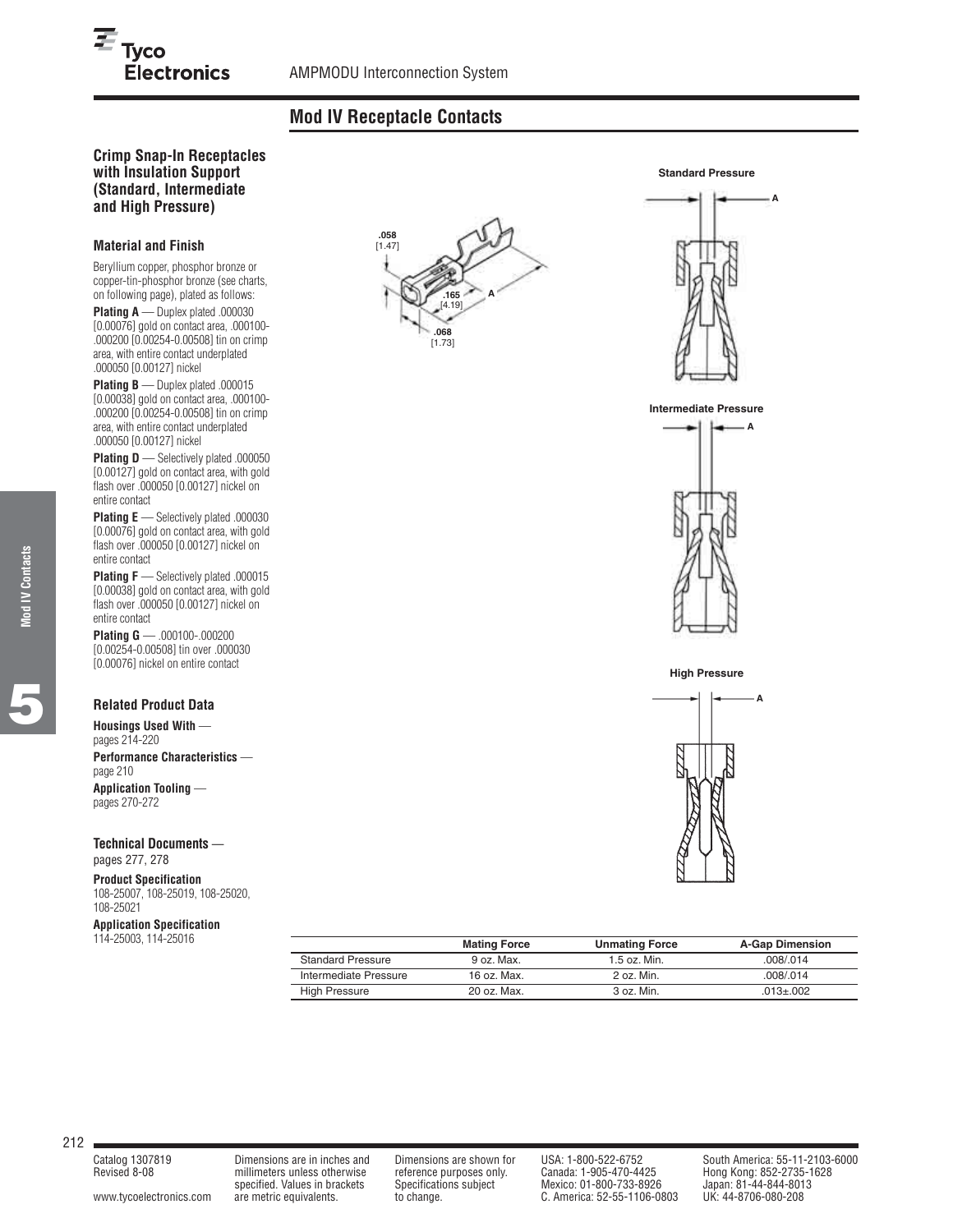## Mod IV Receptacle Contacts

### Crimp Snap-In Receptacles with Insulation Support (Standard, Intermediate and High Pressure)

#### Material and Finish

Beryllium copper, phosphor bronze or copper-tin-phosphor bronze (see charts, on following page), plated as follows:

**Plating A** — Duplex plated .000030 [0.00076] gold on contact area, .000100-.000200 [0.00254-0.00508] tin on crimp area, with entire contact underplated .000050 [0.00127] nickel

**Plating B** — Duplex plated .000015 [0.00038] gold on contact area, .000100-.000200 [0.00254-0.00508] tin on crimp area, with entire contact underplated .000050 [0.00127] nickel

**Plating D** — Selectively plated .000050 [0.00127] gold on contact area, with gold flash over .000050 [0.00127] nickel on entire contact

**Plating E** — Selectively plated .000030 [0.00076] gold on contact area, with gold flash over .000050 [0.00127] nickel on entire contact

**Plating F** — Selectively plated .000015 [0.00038] gold on contact area, with gold flash over .000050 [0.00127] nickel on entire contact

**Plating G** — .000100-.000200 [0.00254-0.00508] tin over .000030 [0.00076] nickel on entire contact

#### Related Product Data

**Housings Used With** — pages 214-220

**Performance Characteristics** — page 210

**Application Tooling** — pages 270-272

#### Technical Documents — pages 277, 278

**Product Specification**
108-25007, 108-25019, 108-25020, 108-25021

**Application Specification**
114-25003, 114-25016

.058 [1.47]
.165 [4.19]
.068 [1.73]
A

Standard Pressure
A

Intermediate Pressure
A

High Pressure
A

| | Mating Force | Unmating Force | A-Gap Dimension |
|---|---|---|---|
| Standard Pressure | 9 oz. Max. | 1.5 oz. Min. | .008/.014 |
| Intermediate Pressure | 16 oz. Max. | 2 oz. Min. | .008/.014 |
| High Pressure | 20 oz. Max. | 3 oz. Min. | .013±.002 |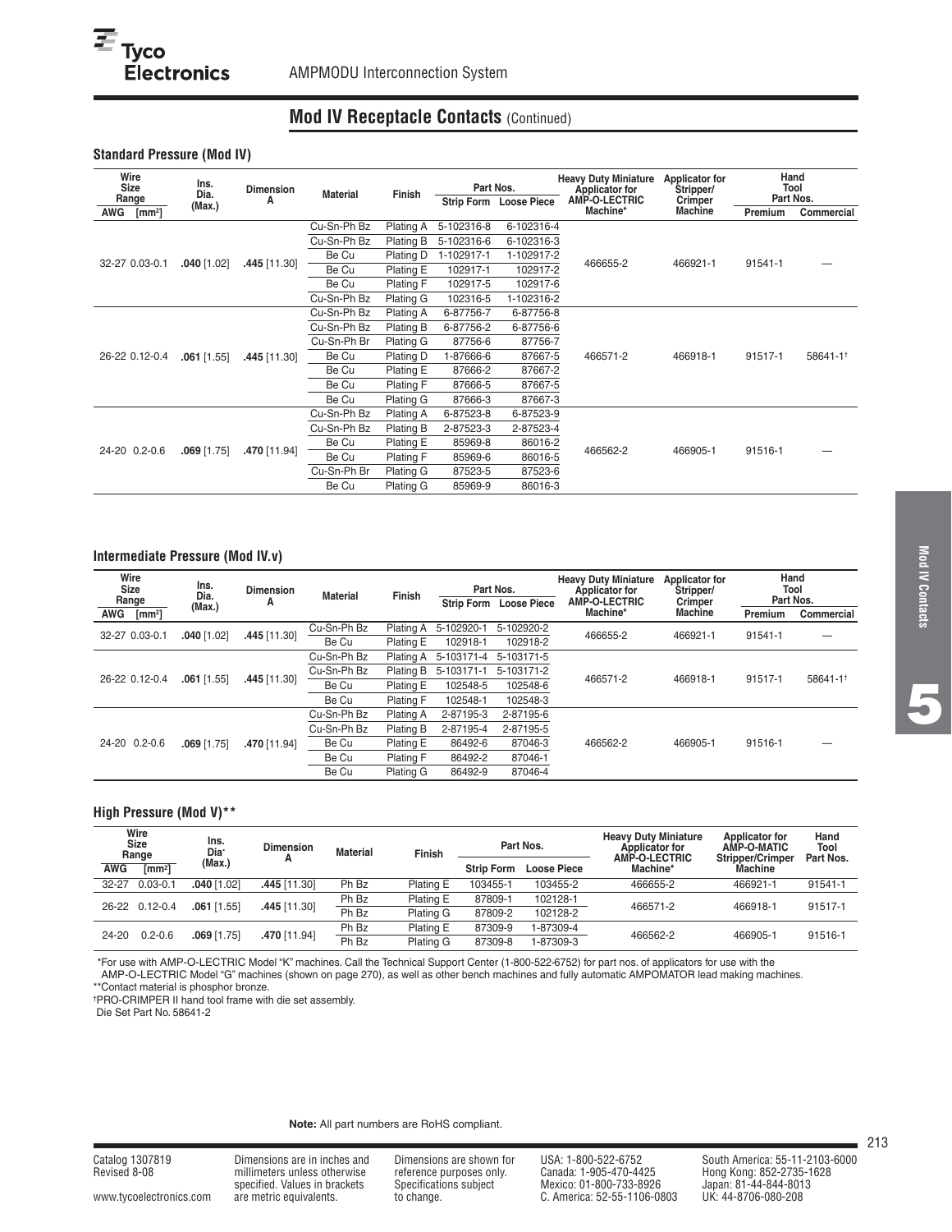AMPMODU Interconnection System

## Mod IV Receptacle Contacts (Continued)

### Standard Pressure (Mod IV)

| Wire Size Range AWG [mm²] | Ins. Dia. (Max.) | Dimension A | Material | Finish | Part Nos. Strip Form | Part Nos. Loose Piece | Heavy Duty Miniature Applicator for AMP-O-LECTRIC Machine* | Applicator for Stripper/ Crimper Machine | Hand Tool Part Nos. Premium | Hand Tool Part Nos. Commercial |
|---|---|---|---|---|---|---|---|---|---|---|
| 32-27 0.03-0.1 | .040 [1.02] | .445 [11.30] | Cu-Sn-Ph Bz | Plating A | 5-102316-8 | 6-102316-4 | 466655-2 | 466921-1 | 91541-1 | — |
| | | | Cu-Sn-Ph Bz | Plating B | 5-102316-6 | 6-102316-3 | | | | |
| | | | Be Cu | Plating D | 1-102917-1 | 1-102917-2 | | | | |
| | | | Be Cu | Plating E | 102917-1 | 102917-2 | | | | |
| | | | Be Cu | Plating F | 102917-5 | 102917-6 | | | | |
| | | | Cu-Sn-Ph Bz | Plating G | 102316-5 | 1-102316-2 | | | | |
| 26-22 0.12-0.4 | .061 [1.55] | .445 [11.30] | Cu-Sn-Ph Bz | Plating A | 6-87756-7 | 6-87756-8 | 466571-2 | 466918-1 | 91517-1 | 58641-1† |
| | | | Cu-Sn-Ph Bz | Plating B | 6-87756-2 | 6-87756-6 | | | | |
| | | | Cu-Sn-Ph Br | Plating G | 87756-6 | 87756-7 | | | | |
| | | | Be Cu | Plating D | 1-87666-6 | 87667-5 | | | | |
| | | | Be Cu | Plating E | 87666-2 | 87667-2 | | | | |
| | | | Be Cu | Plating F | 87666-5 | 87667-5 | | | | |
| | | | Be Cu | Plating G | 87666-3 | 87667-3 | | | | |
| 24-20 0.2-0.6 | .069 [1.75] | .470 [11.94] | Cu-Sn-Ph Bz | Plating A | 6-87523-8 | 6-87523-9 | 466562-2 | 466905-1 | 91516-1 | — |
| | | | Cu-Sn-Ph Bz | Plating B | 2-87523-3 | 2-87523-4 | | | | |
| | | | Be Cu | Plating E | 85969-8 | 86016-2 | | | | |
| | | | Be Cu | Plating F | 85969-6 | 86016-5 | | | | |
| | | | Cu-Sn-Ph Br | Plating G | 87523-5 | 87523-6 | | | | |
| | | | Be Cu | Plating G | 85969-9 | 86016-3 | | | | |

### Intermediate Pressure (Mod IV.v)

| Wire Size Range AWG [mm²] | Ins. Dia. (Max.) | Dimension A | Material | Finish | Part Nos. Strip Form | Part Nos. Loose Piece | Heavy Duty Miniature Applicator for AMP-O-LECTRIC Machine* | Applicator for Stripper/ Crimper Machine | Hand Tool Part Nos. Premium | Hand Tool Part Nos. Commercial |
|---|---|---|---|---|---|---|---|---|---|---|
| 32-27 0.03-0.1 | .040 [1.02] | .445 [11.30] | Cu-Sn-Ph Bz | Plating A | 5-102920-1 | 5-102920-2 | 466655-2 | 466921-1 | 91541-1 | — |
| | | | Be Cu | Plating E | 102918-1 | 102918-2 | | | | |
| 26-22 0.12-0.4 | .061 [1.55] | .445 [11.30] | Cu-Sn-Ph Bz | Plating A | 5-103171-4 | 5-103171-5 | 466571-2 | 466918-1 | 91517-1 | 58641-1† |
| | | | Cu-Sn-Ph Bz | Plating B | 5-103171-1 | 5-103171-2 | | | | |
| | | | Be Cu | Plating E | 102548-5 | 102548-6 | | | | |
| | | | Be Cu | Plating F | 102548-1 | 102548-3 | | | | |
| 24-20 0.2-0.6 | .069 [1.75] | .470 [11.94] | Cu-Sn-Ph Bz | Plating A | 2-87195-3 | 2-87195-6 | 466562-2 | 466905-1 | 91516-1 | — |
| | | | Cu-Sn-Ph Bz | Plating B | 2-87195-4 | 2-87195-5 | | | | |
| | | | Be Cu | Plating E | 86492-6 | 87046-3 | | | | |
| | | | Be Cu | Plating F | 86492-2 | 87046-1 | | | | |
| | | | Be Cu | Plating G | 86492-9 | 87046-4 | | | | |

### High Pressure (Mod V)**

| Wire Size Range AWG | [mm²] | Ins. Dia. (Max.) | Dimension A | Material | Finish | Part Nos. Strip Form | Part Nos. Loose Piece | Heavy Duty Miniature Applicator for AMP-O-LECTRIC Machine* | Applicator for AMP-O-MATIC Stripper/Crimper Machine | Hand Tool Part Nos. |
|---|---|---|---|---|---|---|---|---|---|---|
| 32-27 | 0.03-0.1 | .040 [1.02] | .445 [11.30] | Ph Bz | Plating E | 103455-1 | 103455-2 | 466655-2 | 466921-1 | 91541-1 |
| 26-22 | 0.12-0.4 | .061 [1.55] | .445 [11.30] | Ph Bz | Plating E | 87809-1 | 102128-1 | 466571-2 | 466918-1 | 91517-1 |
| | | | | Ph Bz | Plating G | 87809-2 | 102128-2 | | | |
| 24-20 | 0.2-0.6 | .069 [1.75] | .470 [11.94] | Ph Bz | Plating E | 87309-9 | 1-87309-4 | 466562-2 | 466905-1 | 91516-1 |
| | | | | Ph Bz | Plating G | 87309-8 | 1-87309-3 | | | |

*For use with AMP-O-LECTRIC Model "K" machines. Call the Technical Support Center (1-800-522-6752) for part nos. of applicators for use with the AMP-O-LECTRIC Model "G" machines (shown on page 270), as well as other bench machines and fully automatic AMPOMATOR lead making machines.

**Contact material is phosphor bronze.

†PRO-CRIMPER II hand tool frame with die set assembly.
Die Set Part No. 58641-2

**Note:** All part numbers are RoHS compliant.

Catalog 1307819
Revised 8-08

www.tycoelectronics.com

Dimensions are in inches and millimeters unless otherwise specified. Values in brackets are metric equivalents.

Dimensions are shown for reference purposes only. Specifications subject to change.

USA: 1-800-522-6752
Canada: 1-905-470-4425
Mexico: 01-800-733-8926
C. America: 52-55-1106-0803

South America: 55-11-2103-6000
Hong Kong: 852-2735-1628
Japan: 81-44-844-8013
UK: 44-8706-080-208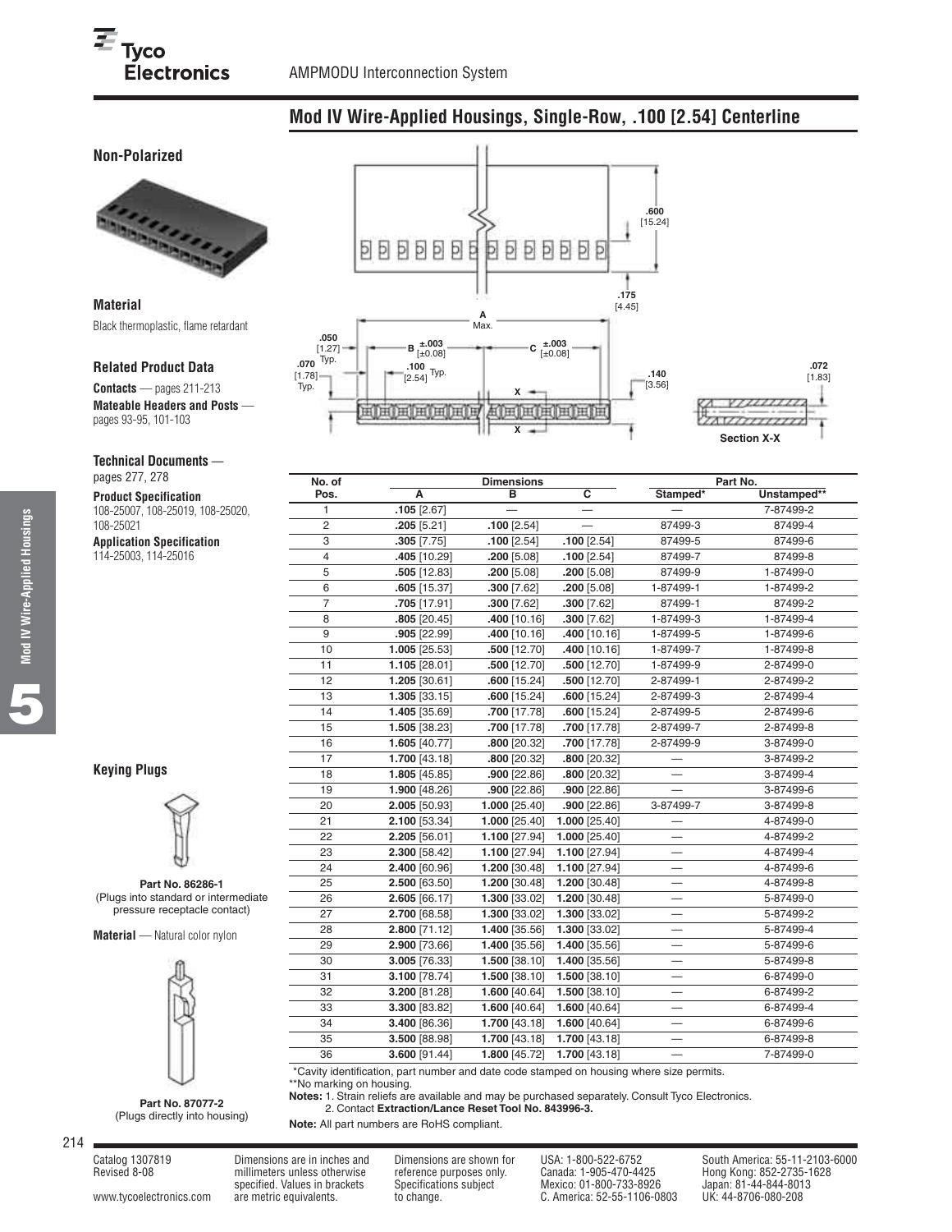# Mod IV Wire-Applied Housings, Single-Row, .100 [2.54] Centerline

## Non-Polarized

### Material

Black thermoplastic, flame retardant

### Related Product Data

**Contacts** — pages 211-213

**Mateable Headers and Posts** — pages 93-95, 101-103

### Technical Documents — pages 277, 278

**Product Specification**
108-25007, 108-25019, 108-25020, 108-25021

**Application Specification**
114-25003, 114-25016

| No. of Pos. | Dimensions | | | Part No. | |
|---|---|---|---|---|---|
| | A | B | C | Stamped* | Unstamped** |
| 1 | **.105** [2.67] | — | — | — | 7-87499-2 |
| 2 | **.205** [5.21] | **.100** [2.54] | — | 87499-3 | 87499-4 |
| 3 | **.305** [7.75] | **.100** [2.54] | **.100** [2.54] | 87499-5 | 87499-6 |
| 4 | **.405** [10.29] | **.200** [5.08] | **.100** [2.54] | 87499-7 | 87499-8 |
| 5 | **.505** [12.83] | **.200** [5.08] | **.200** [5.08] | 87499-9 | 1-87499-0 |
| 6 | **.605** [15.37] | **.300** [7.62] | **.200** [5.08] | 1-87499-1 | 1-87499-2 |
| 7 | **.705** [17.91] | **.300** [7.62] | **.300** [7.62] | 87499-1 | 87499-2 |
| 8 | **.805** [20.45] | **.400** [10.16] | **.300** [7.62] | 1-87499-3 | 1-87499-4 |
| 9 | **.905** [22.99] | **.400** [10.16] | **.400** [10.16] | 1-87499-5 | 1-87499-6 |
| 10 | **1.005** [25.53] | **.500** [12.70] | **.400** [10.16] | 1-87499-7 | 1-87499-8 |
| 11 | **1.105** [28.01] | **.500** [12.70] | **.500** [12.70] | 1-87499-9 | 2-87499-0 |
| 12 | **1.205** [30.61] | **.600** [15.24] | **.500** [12.70] | 2-87499-1 | 2-87499-2 |
| 13 | **1.305** [33.15] | **.600** [15.24] | **.600** [15.24] | 2-87499-3 | 2-87499-4 |
| 14 | **1.405** [35.69] | **.700** [17.78] | **.600** [15.24] | 2-87499-5 | 2-87499-6 |
| 15 | **1.505** [38.23] | **.700** [17.78] | **.700** [17.78] | 2-87499-7 | 2-87499-8 |
| 16 | **1.605** [40.77] | **.800** [20.32] | **.700** [17.78] | 2-87499-9 | 3-87499-0 |
| 17 | **1.700** [43.18] | **.800** [20.32] | **.800** [20.32] | — | 3-87499-2 |
| 18 | **1.805** [45.85] | **.900** [22.86] | **.800** [20.32] | — | 3-87499-4 |
| 19 | **1.900** [48.26] | **.900** [22.86] | **.900** [22.86] | — | 3-87499-6 |
| 20 | **2.005** [50.93] | **1.000** [25.40] | **.900** [22.86] | 3-87499-7 | 3-87499-8 |
| 21 | **2.100** [53.34] | **1.000** [25.40] | **1.000** [25.40] | — | 4-87499-0 |
| 22 | **2.205** [56.01] | **1.100** [27.94] | **1.000** [25.40] | — | 4-87499-2 |
| 23 | **2.300** [58.42] | **1.100** [27.94] | **1.100** [27.94] | — | 4-87499-4 |
| 24 | **2.400** [60.96] | **1.200** [30.48] | **1.100** [27.94] | — | 4-87499-6 |
| 25 | **2.500** [63.50] | **1.200** [30.48] | **1.200** [30.48] | — | 4-87499-8 |
| 26 | **2.605** [66.17] | **1.300** [33.02] | **1.200** [30.48] | — | 5-87499-0 |
| 27 | **2.700** [68.58] | **1.300** [33.02] | **1.300** [33.02] | — | 5-87499-2 |
| 28 | **2.800** [71.12] | **1.400** [35.56] | **1.300** [33.02] | — | 5-87499-4 |
| 29 | **2.900** [73.66] | **1.400** [35.56] | **1.400** [35.56] | — | 5-87499-6 |
| 30 | **3.005** [76.33] | **1.500** [38.10] | **1.400** [35.56] | — | 5-87499-8 |
| 31 | **3.100** [78.74] | **1.500** [38.10] | **1.500** [38.10] | — | 6-87499-0 |
| 32 | **3.200** [81.28] | **1.600** [40.64] | **1.500** [38.10] | — | 6-87499-2 |
| 33 | **3.300** [83.82] | **1.600** [40.64] | **1.600** [40.64] | — | 6-87499-4 |
| 34 | **3.400** [86.36] | **1.700** [43.18] | **1.600** [40.64] | — | 6-87499-6 |
| 35 | **3.500** [88.98] | **1.700** [43.18] | **1.700** [43.18] | — | 6-87499-8 |
| 36 | **3.600** [91.44] | **1.800** [45.72] | **1.700** [43.18] | — | 7-87499-0 |

*Cavity identification, part number and date code stamped on housing where size permits.
**No marking on housing.

**Notes:** 1. Strain reliefs are available and may be purchased separately. Consult Tyco Electronics.
2. Contact **Extraction/Lance Reset Tool No. 843996-3.**

**Note:** All part numbers are RoHS compliant.

## Keying Plugs

**Part No. 86286-1**
(Plugs into standard or intermediate pressure receptacle contact)

**Material** — Natural color nylon

**Part No. 87077-2**
(Plugs directly into housing)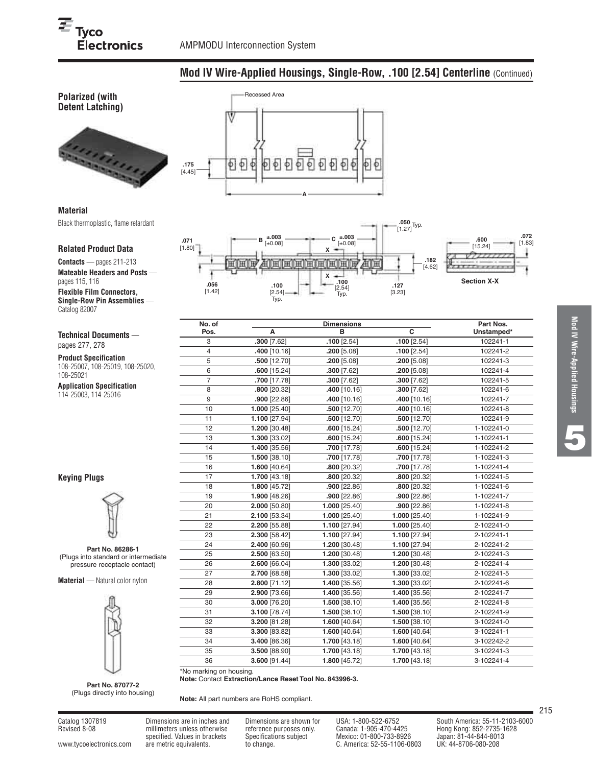## Mod IV Wire-Applied Housings, Single-Row, .100 [2.54] Centerline (Continued)

### Polarized (with Detent Latching)

Recessed Area

.175 [4.45]

A

.071 [1.80]

B ±.003 [±0.08]

C ±.003 [±0.08]

.050 [1.27] Typ.

.182 [4.62]

.056 [1.42]

.100 [2.54] Typ.

.100 [2.54] Typ.

.127 [3.23]

.600 [15.24]

.072 [1.83]

Section X-X

### Material

Black thermoplastic, flame retardant

### Related Product Data

**Contacts** — pages 211-213

**Mateable Headers and Posts** — pages 115, 116

**Flexible Film Connectors, Single-Row Pin Assemblies** — Catalog 82007

### Technical Documents — pages 277, 278

**Product Specification**
108-25007, 108-25019, 108-25020, 108-25021

**Application Specification**
114-25003, 114-25016

| No. of Pos. | Dimensions A | Dimensions B | Dimensions C | Part Nos. Unstamped* |
|---|---|---|---|---|
| 3 | **.300** [7.62] | **.100** [2.54] | **.100** [2.54] | 102241-1 |
| 4 | **.400** [10.16] | **.200** [5.08] | **.100** [2.54] | 102241-2 |
| 5 | **.500** [12.70] | **.200** [5.08] | **.200** [5.08] | 102241-3 |
| 6 | **.600** [15.24] | **.300** [7.62] | **.200** [5.08] | 102241-4 |
| 7 | **.700** [17.78] | **.300** [7.62] | **.300** [7.62] | 102241-5 |
| 8 | **.800** [20.32] | **.400** [10.16] | **.300** [7.62] | 102241-6 |
| 9 | **.900** [22.86] | **.400** [10.16] | **.400** [10.16] | 102241-7 |
| 10 | **1.000** [25.40] | **.500** [12.70] | **.400** [10.16] | 102241-8 |
| 11 | **1.100** [27.94] | **.500** [12.70] | **.500** [12.70] | 102241-9 |
| 12 | **1.200** [30.48] | **.600** [15.24] | **.500** [12.70] | 1-102241-0 |
| 13 | **1.300** [33.02] | **.600** [15.24] | **.600** [15.24] | 1-102241-1 |
| 14 | **1.400** [35.56] | **.700** [17.78] | **.600** [15.24] | 1-102241-2 |
| 15 | **1.500** [38.10] | **.700** [17.78] | **.700** [17.78] | 1-102241-3 |
| 16 | **1.600** [40.64] | **.800** [20.32] | **.700** [17.78] | 1-102241-4 |
| 17 | **1.700** [43.18] | **.800** [20.32] | **.800** [20.32] | 1-102241-5 |
| 18 | **1.800** [45.72] | **.900** [22.86] | **.800** [20.32] | 1-102241-6 |
| 19 | **1.900** [48.26] | **.900** [22.86] | **.900** [22.86] | 1-102241-7 |
| 20 | **2.000** [50.80] | **1.000** [25.40] | **.900** [22.86] | 1-102241-8 |
| 21 | **2.100** [53.34] | **1.000** [25.40] | **1.000** [25.40] | 1-102241-9 |
| 22 | **2.200** [55.88] | **1.100** [27.94] | **1.000** [25.40] | 2-102241-0 |
| 23 | **2.300** [58.42] | **1.100** [27.94] | **1.100** [27.94] | 2-102241-1 |
| 24 | **2.400** [60.96] | **1.200** [30.48] | **1.100** [27.94] | 2-102241-2 |
| 25 | **2.500** [63.50] | **1.200** [30.48] | **1.200** [30.48] | 2-102241-3 |
| 26 | **2.600** [66.04] | **1.300** [33.02] | **1.200** [30.48] | 2-102241-4 |
| 27 | **2.700** [68.58] | **1.300** [33.02] | **1.300** [33.02] | 2-102241-5 |
| 28 | **2.800** [71.12] | **1.400** [35.56] | **1.300** [33.02] | 2-102241-6 |
| 29 | **2.900** [73.66] | **1.400** [35.56] | **1.400** [35.56] | 2-102241-7 |
| 30 | **3.000** [76.20] | **1.500** [38.10] | **1.400** [35.56] | 2-102241-8 |
| 31 | **3.100** [78.74] | **1.500** [38.10] | **1.500** [38.10] | 2-102241-9 |
| 32 | **3.200** [81.28] | **1.600** [40.64] | **1.500** [38.10] | 3-102241-0 |
| 33 | **3.300** [83.82] | **1.600** [40.64] | **1.600** [40.64] | 3-102241-1 |
| 34 | **3.400** [86.36] | **1.700** [43.18] | **1.600** [40.64] | 3-102242-2 |
| 35 | **3.500** [88.90] | **1.700** [43.18] | **1.700** [43.18] | 3-102241-3 |
| 36 | **3.600** [91.44] | **1.800** [45.72] | **1.700** [43.18] | 3-102241-4 |

*No marking on housing.

**Note:** Contact **Extraction/Lance Reset Tool No. 843996-3.**

**Note:** All part numbers are RoHS compliant.

### Keying Plugs

**Part No. 86286-1**
(Plugs into standard or intermediate pressure receptacle contact)

**Material** — Natural color nylon

**Part No. 87077-2**
(Plugs directly into housing)

Catalog 1307819
Revised 8-08

www.tycoelectronics.com

Dimensions are in inches and millimeters unless otherwise specified. Values in brackets are metric equivalents.

Dimensions are shown for reference purposes only. Specifications subject to change.

USA: 1-800-522-6752
Canada: 1-905-470-4425
Mexico: 01-800-733-8926
C. America: 52-55-1106-0803

South America: 55-11-2103-6000
Hong Kong: 852-2735-1628
Japan: 81-44-844-8013
UK: 44-8706-080-208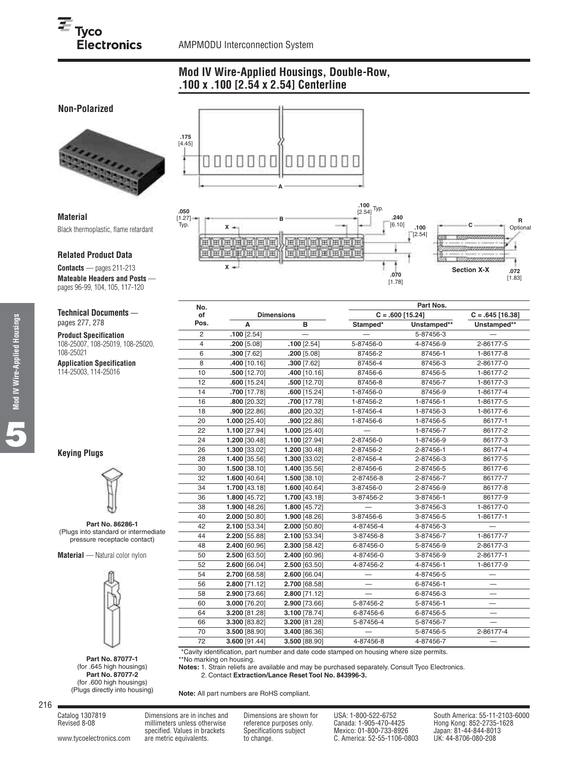# Mod IV Wire-Applied Housings, Double-Row, .100 x .100 [2.54 x 2.54] Centerline

## Non-Polarized

### Material

Black thermoplastic, flame retardant

### Related Product Data

**Contacts** — pages 211-213

**Mateable Headers and Posts** — pages 96-99, 104, 105, 117-120

### Technical Documents — pages 277, 278

**Product Specification**
108-25007, 108-25019, 108-25020, 108-25021

**Application Specification**
114-25003, 114-25016

### Keying Plugs

**Part No. 86286-1**
(Plugs into standard or intermediate pressure receptacle contact)

**Material** — Natural color nylon

**Part No. 87077-1**
(for .645 high housings)
**Part No. 87077-2**
(for .600 high housings)
(Plugs directly into housing)

| No. of Pos. | Dimensions | | Part Nos. | | |
|---|---|---|---|---|---|
| | | | C = .600 [15.24] | | C = .645 [16.38] |
| | A | B | Stamped* | Unstamped** | Unstamped** |
| 2 | .100 [2.54] | — | — | 5-87456-3 | — |
| 4 | .200 [5.08] | .100 [2.54] | 5-87456-0 | 4-87456-9 | 2-86177-5 |
| 6 | .300 [7.62] | .200 [5.08] | 87456-2 | 87456-1 | 1-86177-8 |
| 8 | .400 [10.16] | .300 [7.62] | 87456-4 | 87456-3 | 2-86177-0 |
| 10 | .500 [12.70] | .400 [10.16] | 87456-6 | 87456-5 | 1-86177-2 |
| 12 | .600 [15.24] | .500 [12.70] | 87456-8 | 87456-7 | 1-86177-3 |
| 14 | .700 [17.78] | .600 [15.24] | 1-87456-0 | 87456-9 | 1-86177-4 |
| 16 | .800 [20.32] | .700 [17.78] | 1-87456-2 | 1-87456-1 | 1-86177-5 |
| 18 | .900 [22.86] | .800 [20.32] | 1-87456-4 | 1-87456-3 | 1-86177-6 |
| 20 | 1.000 [25.40] | .900 [22.86] | 1-87456-6 | 1-87456-5 | 86177-1 |
| 22 | 1.100 [27.94] | 1.000 [25.40] | — | 1-87456-7 | 86177-2 |
| 24 | 1.200 [30.48] | 1.100 [27.94] | 2-87456-0 | 1-87456-9 | 86177-3 |
| 26 | 1.300 [33.02] | 1.200 [30.48] | 2-87456-2 | 2-87456-1 | 86177-4 |
| 28 | 1.400 [35.56] | 1.300 [33.02] | 2-87456-4 | 2-87456-3 | 86177-5 |
| 30 | 1.500 [38.10] | 1.400 [35.56] | 2-87456-6 | 2-87456-5 | 86177-6 |
| 32 | 1.600 [40.64] | 1.500 [38.10] | 2-87456-8 | 2-87456-7 | 86177-7 |
| 34 | 1.700 [43.18] | 1.600 [40.64] | 3-87456-0 | 2-87456-9 | 86177-8 |
| 36 | 1.800 [45.72] | 1.700 [43.18] | 3-87456-2 | 3-87456-1 | 86177-9 |
| 38 | 1.900 [48.26] | 1.800 [45.72] | — | 3-87456-3 | 1-86177-0 |
| 40 | 2.000 [50.80] | 1.900 [48.26] | 3-87456-6 | 3-87456-5 | 1-86177-1 |
| 42 | 2.100 [53.34] | 2.000 [50.80] | 4-87456-4 | 4-87456-3 | — |
| 44 | 2.200 [55.88] | 2.100 [53.34] | 3-87456-8 | 3-87456-7 | 1-86177-7 |
| 48 | 2.400 [60.96] | 2.300 [58.42] | 6-87456-0 | 5-87456-9 | 2-86177-3 |
| 50 | 2.500 [63.50] | 2.400 [60.96] | 4-87456-0 | 3-87456-9 | 2-86177-1 |
| 52 | 2.600 [66.04] | 2.500 [63.50] | 4-87456-2 | 4-87456-1 | 1-86177-9 |
| 54 | 2.700 [68.58] | 2.600 [66.04] | — | 4-87456-5 | — |
| 56 | 2.800 [71.12] | 2.700 [68.58] | — | 6-87456-1 | — |
| 58 | 2.900 [73.66] | 2.800 [71.12] | — | 6-87456-3 | — |
| 60 | 3.000 [76.20] | 2.900 [73.66] | 5-87456-2 | 5-87456-1 | — |
| 64 | 3.200 [81.28] | 3.100 [78.74] | 6-87456-6 | 6-87456-5 | — |
| 66 | 3.300 [83.82] | 3.200 [81.28] | 5-87456-4 | 5-87456-7 | — |
| 70 | 3.500 [88.90] | 3.400 [86.36] | — | 5-87456-5 | 2-86177-4 |
| 72 | 3.600 [91.44] | 3.500 [88.90] | 4-87456-8 | 4-87456-7 | — |

*Cavity identification, part number and date code stamped on housing where size permits.
**No marking on housing.

**Notes:** 1. Strain reliefs are available and may be purchased separately. Consult Tyco Electronics.
2. Contact **Extraction/Lance Reset Tool No. 843996-3.**

**Note:** All part numbers are RoHS compliant.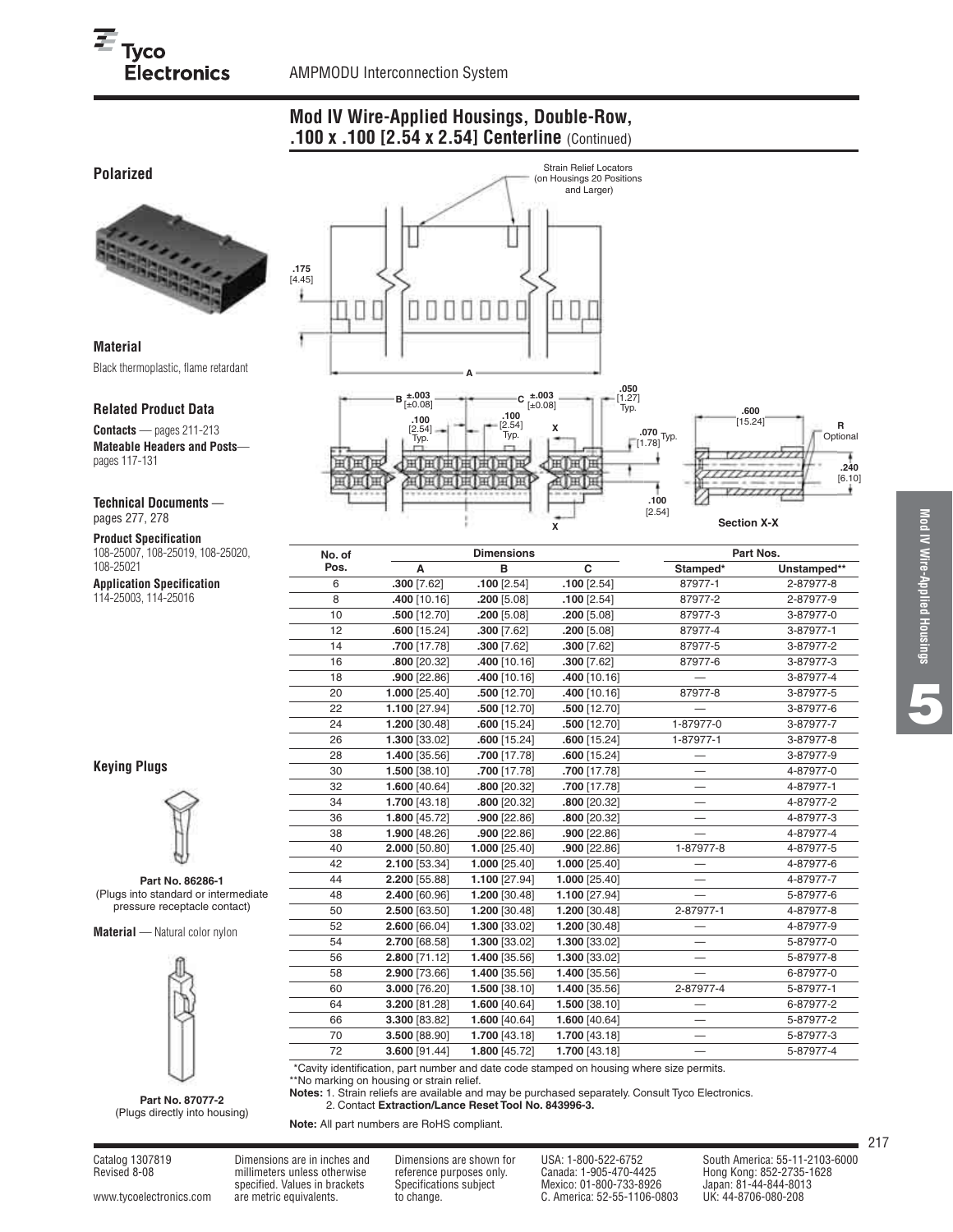## Mod IV Wire-Applied Housings, Double-Row, .100 x .100 [2.54 x 2.54] Centerline (Continued)

### Polarized

### Material

Black thermoplastic, flame retardant

### Related Product Data

**Contacts** — pages 211-213
**Mateable Headers and Posts**— pages 117-131

**Technical Documents** — pages 277, 278

**Product Specification**
108-25007, 108-25019, 108-25020, 108-25021

**Application Specification**
114-25003, 114-25016

Strain Relief Locators (on Housings 20 Positions and Larger)

.175 [4.45]

A

B ±.003 [±0.08]   C ±.003 [±0.08]   .050 [1.27] Typ.   .100 [2.54] Typ.   .100 [2.54] Typ.   X   .070 [1.78] Typ.   .100 [2.54]   X

.600 [15.24]   R Optional   .240 [6.10]

Section X-X

| No. of Pos. | Dimensions | | | Part Nos. | |
|---|---|---|---|---|---|
| | A | B | C | Stamped* | Unstamped** |
| 6 | **.300** [7.62] | **.100** [2.54] | **.100** [2.54] | 87977-1 | 2-87977-8 |
| 8 | **.400** [10.16] | **.200** [5.08] | **.100** [2.54] | 87977-2 | 2-87977-9 |
| 10 | **.500** [12.70] | **.200** [5.08] | **.200** [5.08] | 87977-3 | 3-87977-0 |
| 12 | **.600** [15.24] | **.300** [7.62] | **.200** [5.08] | 87977-4 | 3-87977-1 |
| 14 | **.700** [17.78] | **.300** [7.62] | **.300** [7.62] | 87977-5 | 3-87977-2 |
| 16 | **.800** [20.32] | **.400** [10.16] | **.300** [7.62] | 87977-6 | 3-87977-3 |
| 18 | **.900** [22.86] | **.400** [10.16] | **.400** [10.16] | — | 3-87977-4 |
| 20 | **1.000** [25.40] | **.500** [12.70] | **.400** [10.16] | 87977-8 | 3-87977-5 |
| 22 | **1.100** [27.94] | **.500** [12.70] | **.500** [12.70] | — | 3-87977-6 |
| 24 | **1.200** [30.48] | **.600** [15.24] | **.500** [12.70] | 1-87977-0 | 3-87977-7 |
| 26 | **1.300** [33.02] | **.600** [15.24] | **.600** [15.24] | 1-87977-1 | 3-87977-8 |
| 28 | **1.400** [35.56] | **.700** [17.78] | **.600** [15.24] | — | 3-87977-9 |
| 30 | **1.500** [38.10] | **.700** [17.78] | **.700** [17.78] | — | 4-87977-0 |
| 32 | **1.600** [40.64] | **.800** [20.32] | **.700** [17.78] | — | 4-87977-1 |
| 34 | **1.700** [43.18] | **.800** [20.32] | **.800** [20.32] | — | 4-87977-2 |
| 36 | **1.800** [45.72] | **.900** [22.86] | **.800** [20.32] | — | 4-87977-3 |
| 38 | **1.900** [48.26] | **.900** [22.86] | **.900** [22.86] | — | 4-87977-4 |
| 40 | **2.000** [50.80] | **1.000** [25.40] | **.900** [22.86] | 1-87977-8 | 4-87977-5 |
| 42 | **2.100** [53.34] | **1.000** [25.40] | **1.000** [25.40] | — | 4-87977-6 |
| 44 | **2.200** [55.88] | **1.100** [27.94] | **1.000** [25.40] | — | 4-87977-7 |
| 48 | **2.400** [60.96] | **1.200** [30.48] | **1.100** [27.94] | — | 5-87977-6 |
| 50 | **2.500** [63.50] | **1.200** [30.48] | **1.200** [30.48] | 2-87977-1 | 4-87977-8 |
| 52 | **2.600** [66.04] | **1.300** [33.02] | **1.200** [30.48] | — | 4-87977-9 |
| 54 | **2.700** [68.58] | **1.300** [33.02] | **1.300** [33.02] | — | 5-87977-0 |
| 56 | **2.800** [71.12] | **1.400** [35.56] | **1.300** [33.02] | — | 5-87977-8 |
| 58 | **2.900** [73.66] | **1.400** [35.56] | **1.400** [35.56] | — | 6-87977-0 |
| 60 | **3.000** [76.20] | **1.500** [38.10] | **1.400** [35.56] | 2-87977-4 | 5-87977-1 |
| 64 | **3.200** [81.28] | **1.600** [40.64] | **1.500** [38.10] | — | 6-87977-2 |
| 66 | **3.300** [83.82] | **1.600** [40.64] | **1.600** [40.64] | — | 5-87977-2 |
| 70 | **3.500** [88.90] | **1.700** [43.18] | **1.700** [43.18] | — | 5-87977-3 |
| 72 | **3.600** [91.44] | **1.800** [45.72] | **1.700** [43.18] | — | 5-87977-4 |

*Cavity identification, part number and date code stamped on housing where size permits.
**No marking on housing or strain relief.

**Notes:** 1. Strain reliefs are available and may be purchased separately. Consult Tyco Electronics.
2. Contact **Extraction/Lance Reset Tool No. 843996-3.**

**Note:** All part numbers are RoHS compliant.

### Keying Plugs

**Part No. 86286-1**
(Plugs into standard or intermediate pressure receptacle contact)

**Material** — Natural color nylon

**Part No. 87077-2**
(Plugs directly into housing)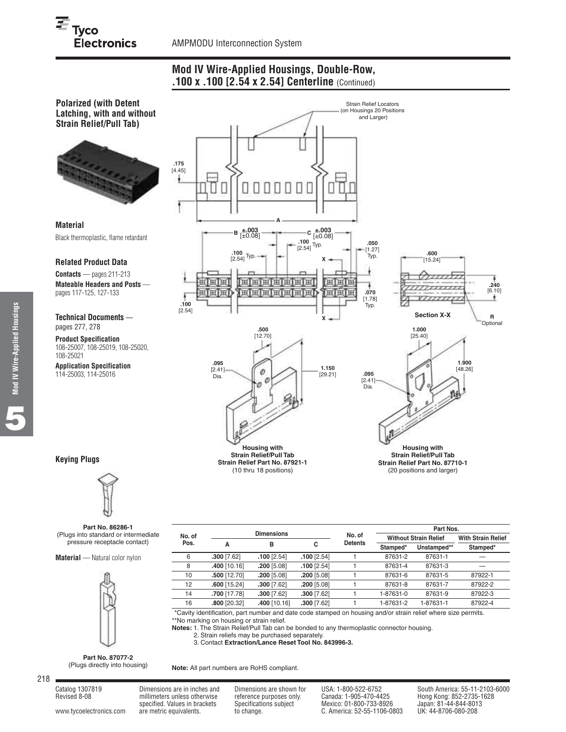## Mod IV Wire-Applied Housings, Double-Row, .100 x .100 [2.54 x 2.54] Centerline (Continued)

### Polarized (with Detent Latching, with and without Strain Relief/Pull Tab)

Strain Relief Locators (on Housings 20 Positions and Larger)

Section X-X

Housing with Strain Relief/Pull Tab
Strain Relief Part No. 87921-1
(10 thru 18 positions)

Housing with Strain Relief/Pull Tab
Strain Relief Part No. 87710-1
(20 positions and larger)

#### Material

Black thermoplastic, flame retardant

#### Related Product Data

**Contacts** — pages 211-213

**Mateable Headers and Posts** — pages 117-125, 127-133

#### Technical Documents — pages 277, 278

**Product Specification**
108-25007, 108-25019, 108-25020, 108-25021

**Application Specification**
114-25003, 114-25016

#### Keying Plugs

**Part No. 86286-1**
(Plugs into standard or intermediate pressure receptacle contact)

**Material** — Natural color nylon

**Part No. 87077-2**
(Plugs directly into housing)

| No. of Pos. | Dimensions | | | No. of Detents | Part Nos. | | |
|---|---|---|---|---|---|---|---|
| | A | B | C | | Without Strain Relief | | With Strain Relief |
| | | | | | Stamped* | Unstamped** | Stamped* |
| 6 | **.300** [7.62] | **.100** [2.54] | **.100** [2.54] | 1 | 87631-2 | 87631-1 | — |
| 8 | **.400** [10.16] | **.200** [5.08] | **.100** [2.54] | 1 | 87631-4 | 87631-3 | — |
| 10 | **.500** [12.70] | **.200** [5.08] | **.200** [5.08] | 1 | 87631-6 | 87631-5 | 87922-1 |
| 12 | **.600** [15.24] | **.300** [7.62] | **.200** [5.08] | 1 | 87631-8 | 87631-7 | 87922-2 |
| 14 | **.700** [17.78] | **.300** [7.62] | **.300** [7.62] | 1 | 1-87631-0 | 87631-9 | 87922-3 |
| 16 | **.800** [20.32] | **.400** [10.16] | **.300** [7.62] | 1 | 1-87631-2 | 1-87631-1 | 87922-4 |

*Cavity identification, part number and date code stamped on housing and/or strain relief where size permits.
**No marking on housing or strain relief.

**Notes:** 1. The Strain Relief/Pull Tab can be bonded to any thermoplastic connector housing.
2. Strain reliefs may be purchased separately.
3. Contact **Extraction/Lance Reset Tool No. 843996-3.**

**Note:** All part numbers are RoHS compliant.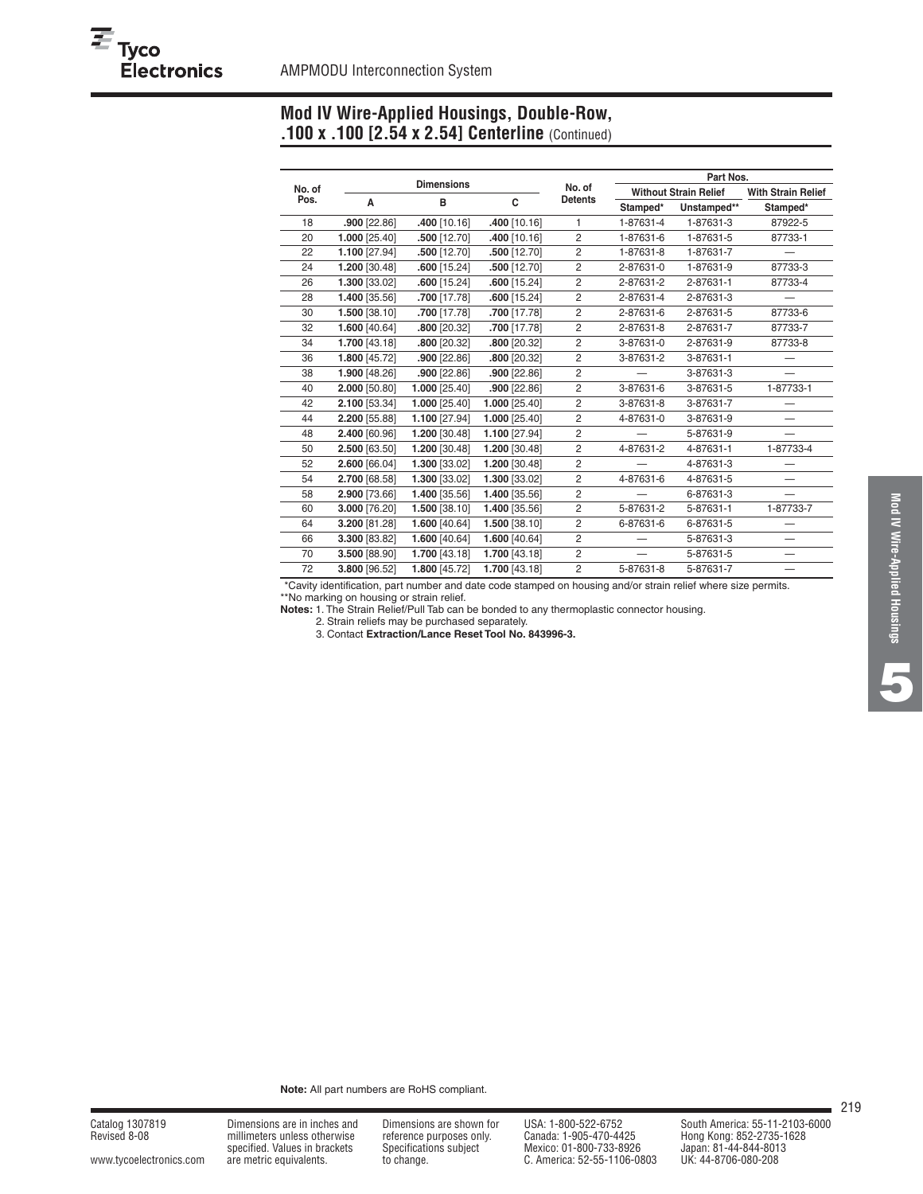## Mod IV Wire-Applied Housings, Double-Row, .100 x .100 [2.54 x 2.54] Centerline (Continued)

| No. of Pos. | Dimensions | | | No. of Detents | Part Nos. | | |
|---|---|---|---|---|---|---|---|
| | | | | | Without Strain Relief | | With Strain Relief |
| | A | B | C | | Stamped* | Unstamped** | Stamped* |
| 18 | **.900** [22.86] | **.400** [10.16] | **.400** [10.16] | 1 | 1-87631-4 | 1-87631-3 | 87922-5 |
| 20 | **1.000** [25.40] | **.500** [12.70] | **.400** [10.16] | 2 | 1-87631-6 | 1-87631-5 | 87733-1 |
| 22 | **1.100** [27.94] | **.500** [12.70] | **.500** [12.70] | 2 | 1-87631-8 | 1-87631-7 | — |
| 24 | **1.200** [30.48] | **.600** [15.24] | **.500** [12.70] | 2 | 2-87631-0 | 1-87631-9 | 87733-3 |
| 26 | **1.300** [33.02] | **.600** [15.24] | **.600** [15.24] | 2 | 2-87631-2 | 2-87631-1 | 87733-4 |
| 28 | **1.400** [35.56] | **.700** [17.78] | **.600** [15.24] | 2 | 2-87631-4 | 2-87631-3 | — |
| 30 | **1.500** [38.10] | **.700** [17.78] | **.700** [17.78] | 2 | 2-87631-6 | 2-87631-5 | 87733-6 |
| 32 | **1.600** [40.64] | **.800** [20.32] | **.700** [17.78] | 2 | 2-87631-8 | 2-87631-7 | 87733-7 |
| 34 | **1.700** [43.18] | **.800** [20.32] | **.800** [20.32] | 2 | 3-87631-0 | 2-87631-9 | 87733-8 |
| 36 | **1.800** [45.72] | **.900** [22.86] | **.800** [20.32] | 2 | 3-87631-2 | 3-87631-1 | — |
| 38 | **1.900** [48.26] | **.900** [22.86] | **.900** [22.86] | 2 | — | 3-87631-3 | — |
| 40 | **2.000** [50.80] | **1.000** [25.40] | **.900** [22.86] | 2 | 3-87631-6 | 3-87631-5 | 1-87733-1 |
| 42 | **2.100** [53.34] | **1.000** [25.40] | **1.000** [25.40] | 2 | 3-87631-8 | 3-87631-7 | — |
| 44 | **2.200** [55.88] | **1.100** [27.94] | **1.000** [25.40] | 2 | 4-87631-0 | 3-87631-9 | — |
| 48 | **2.400** [60.96] | **1.200** [30.48] | **1.100** [27.94] | 2 | — | 5-87631-9 | — |
| 50 | **2.500** [63.50] | **1.200** [30.48] | **1.200** [30.48] | 2 | 4-87631-2 | 4-87631-1 | 1-87733-4 |
| 52 | **2.600** [66.04] | **1.300** [33.02] | **1.200** [30.48] | 2 | — | 4-87631-3 | — |
| 54 | **2.700** [68.58] | **1.300** [33.02] | **1.300** [33.02] | 2 | 4-87631-6 | 4-87631-5 | — |
| 58 | **2.900** [73.66] | **1.400** [35.56] | **1.400** [35.56] | 2 | — | 6-87631-3 | — |
| 60 | **3.000** [76.20] | **1.500** [38.10] | **1.400** [35.56] | 2 | 5-87631-2 | 5-87631-1 | 1-87733-7 |
| 64 | **3.200** [81.28] | **1.600** [40.64] | **1.500** [38.10] | 2 | 6-87631-6 | 6-87631-5 | — |
| 66 | **3.300** [83.82] | **1.600** [40.64] | **1.600** [40.64] | 2 | — | 5-87631-3 | — |
| 70 | **3.500** [88.90] | **1.700** [43.18] | **1.700** [43.18] | 2 | — | 5-87631-5 | — |
| 72 | **3.800** [96.52] | **1.800** [45.72] | **1.700** [43.18] | 2 | 5-87631-8 | 5-87631-7 | — |

*Cavity identification, part number and date code stamped on housing and/or strain relief where size permits.
**No marking on housing or strain relief.

**Notes:** 1. The Strain Relief/Pull Tab can be bonded to any thermoplastic connector housing.
2. Strain reliefs may be purchased separately.
3. Contact **Extraction/Lance Reset Tool No. 843996-3.**

**Note:** All part numbers are RoHS compliant.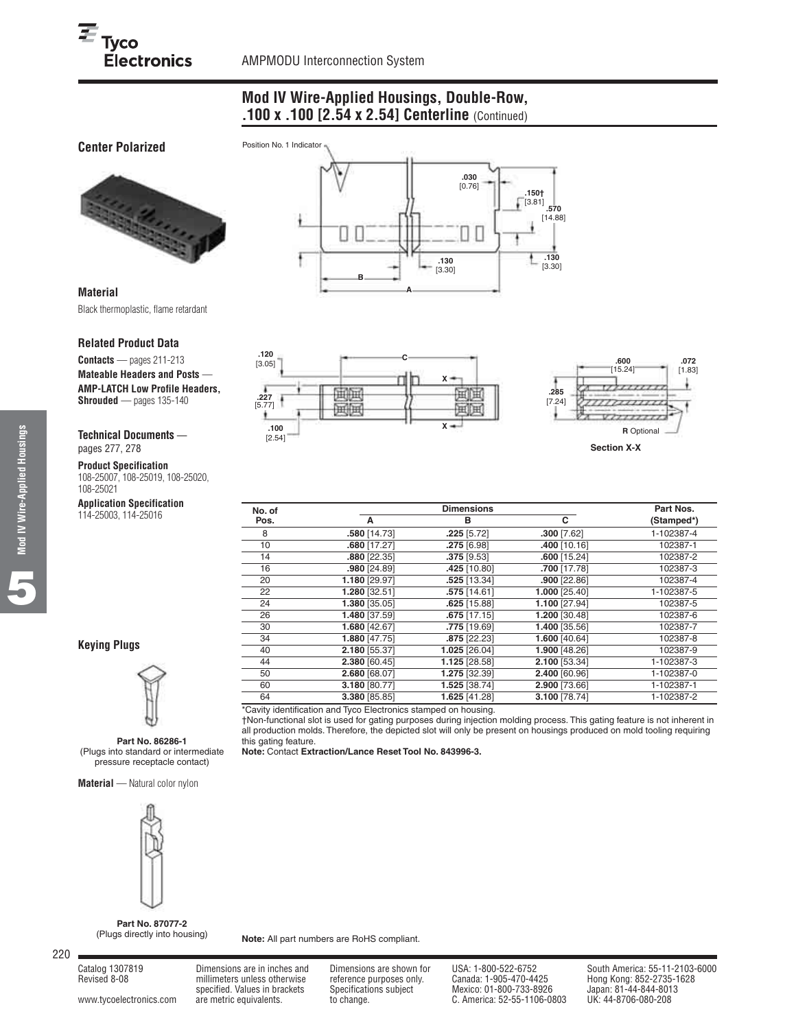## Mod IV Wire-Applied Housings, Double-Row, .100 x .100 [2.54 x 2.54] Centerline (Continued)

### Center Polarized

Position No. 1 Indicator

.030 [0.76]
.150† [3.81]
.570 [14.88]
.130 [3.30]
.130 [3.30]
B
A

.120 [3.05]
.227 [5.77]
.100 [2.54]
C
X
X

.600 [15.24]
.072 [1.83]
.285 [7.24]
R Optional

Section X-X

### Material

Black thermoplastic, flame retardant

### Related Product Data

**Contacts** — pages 211-213
**Mateable Headers and Posts** —
**AMP-LATCH Low Profile Headers, Shrouded** — pages 135-140

**Technical Documents** — pages 277, 278

**Product Specification**
108-25007, 108-25019, 108-25020, 108-25021

**Application Specification**
114-25003, 114-25016

| No. of Pos. | Dimensions A | Dimensions B | Dimensions C | Part Nos. (Stamped*) |
|---|---|---|---|---|
| 8 | **.580** [14.73] | **.225** [5.72] | **.300** [7.62] | 1-102387-4 |
| 10 | **.680** [17.27] | **.275** [6.98] | **.400** [10.16] | 102387-1 |
| 14 | **.880** [22.35] | **.375** [9.53] | **.600** [15.24] | 102387-2 |
| 16 | **.980** [24.89] | **.425** [10.80] | **.700** [17.78] | 102387-3 |
| 20 | **1.180** [29.97] | **.525** [13.34] | **.900** [22.86] | 102387-4 |
| 22 | **1.280** [32.51] | **.575** [14.61] | **1.000** [25.40] | 1-102387-5 |
| 24 | **1.380** [35.05] | **.625** [15.88] | **1.100** [27.94] | 102387-5 |
| 26 | **1.480** [37.59] | **.675** [17.15] | **1.200** [30.48] | 102387-6 |
| 30 | **1.680** [42.67] | **.775** [19.69] | **1.400** [35.56] | 102387-7 |
| 34 | **1.880** [47.75] | **.875** [22.23] | **1.600** [40.64] | 102387-8 |
| 40 | **2.180** [55.37] | **1.025** [26.04] | **1.900** [48.26] | 102387-9 |
| 44 | **2.380** [60.45] | **1.125** [28.58] | **2.100** [53.34] | 1-102387-3 |
| 50 | **2.680** [68.07] | **1.275** [32.39] | **2.400** [60.96] | 1-102387-0 |
| 60 | **3.180** [80.77] | **1.525** [38.74] | **2.900** [73.66] | 1-102387-1 |
| 64 | **3.380** [85.85] | **1.625** [41.28] | **3.100** [78.74] | 1-102387-2 |

*Cavity identification and Tyco Electronics stamped on housing.
†Non-functional slot is used for gating purposes during injection molding process. This gating feature is not inherent in all production molds. Therefore, the depicted slot will only be present on housings produced on mold tooling requiring this gating feature.
**Note:** Contact **Extraction/Lance Reset Tool No. 843996-3.**

### Keying Plugs

**Part No. 86286-1**
(Plugs into standard or intermediate pressure receptacle contact)

**Material** — Natural color nylon

**Part No. 87077-2**
(Plugs directly into housing)

**Note:** All part numbers are RoHS compliant.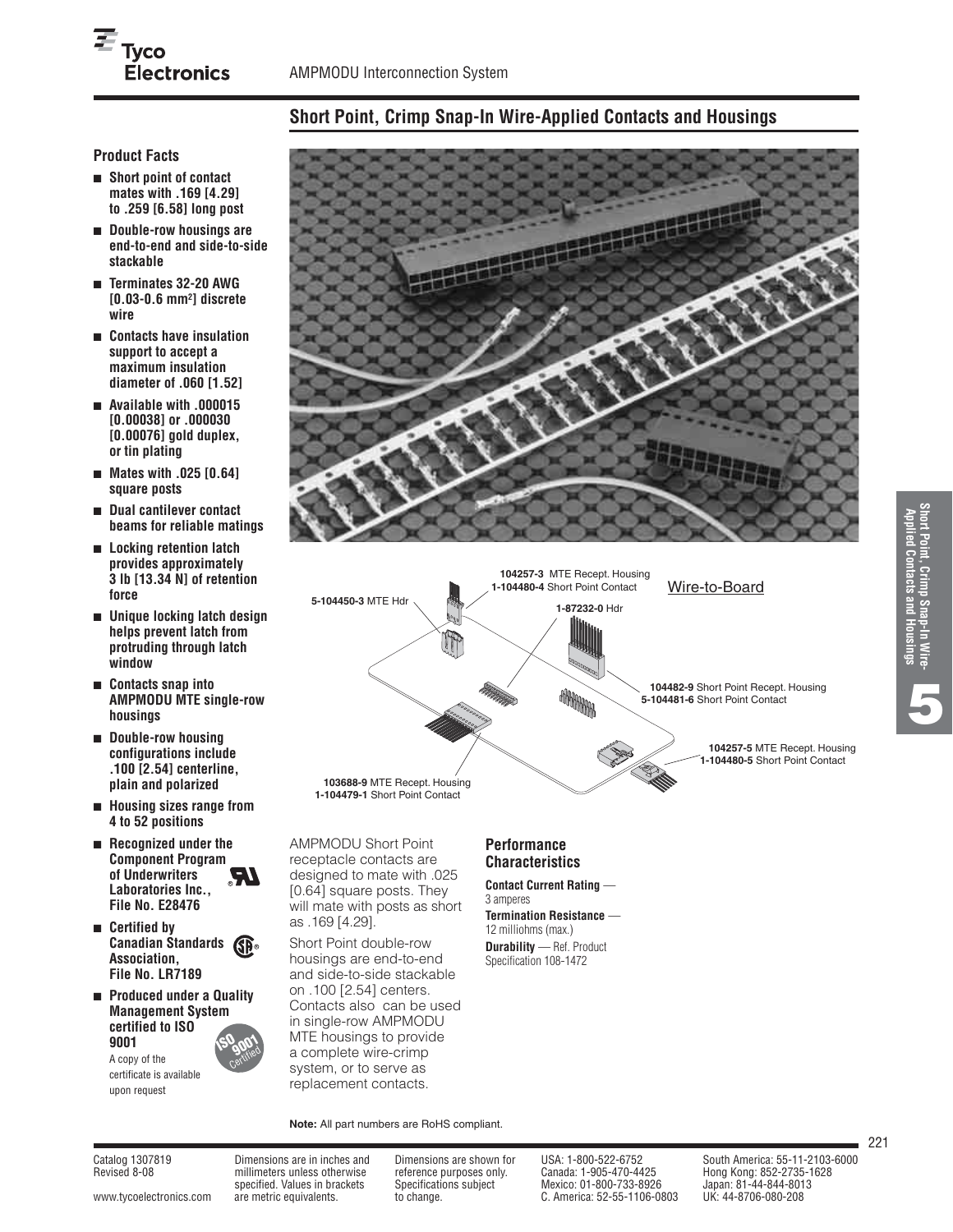# Short Point, Crimp Snap-In Wire-Applied Contacts and Housings

## Product Facts

- **Short point of contact mates with .169 [4.29] to .259 [6.58] long post**
- **Double-row housings are end-to-end and side-to-side stackable**
- **Terminates 32-20 AWG [0.03-0.6 mm²] discrete wire**
- **Contacts have insulation support to accept a maximum insulation diameter of .060 [1.52]**
- **Available with .000015 [0.00038] or .000030 [0.00076] gold duplex, or tin plating**
- **Mates with .025 [0.64] square posts**
- **Dual cantilever contact beams for reliable matings**
- **Locking retention latch provides approximately 3 lb [13.34 N] of retention force**
- **Unique locking latch design helps prevent latch from protruding through latch window**
- **Contacts snap into AMPMODU MTE single-row housings**
- **Double-row housing configurations include .100 [2.54] centerline, plain and polarized**
- **Housing sizes range from 4 to 52 positions**
- **Recognized under the Component Program of Underwriters Laboratories Inc., File No. E28476**
- **Certified by Canadian Standards Association, File No. LR7189**
- **Produced under a Quality Management System certified to ISO 9001**
  A copy of the certificate is available upon request

Wire-to-Board

**104257-3** MTE Recept. Housing
**1-104480-4** Short Point Contact
**5-104450-3** MTE Hdr
**1-87232-0** Hdr
**104482-9** Short Point Recept. Housing
**5-104481-6** Short Point Contact
**104257-5** MTE Recept. Housing
**1-104480-5** Short Point Contact
**103688-9** MTE Recept. Housing
**1-104479-1** Short Point Contact

AMPMODU Short Point receptacle contacts are designed to mate with .025 [0.64] square posts. They will mate with posts as short as .169 [4.29].

Short Point double-row housings are end-to-end and side-to-side stackable on .100 [2.54] centers. Contacts also can be used in single-row AMPMODU MTE housings to provide a complete wire-crimp system, or to serve as replacement contacts.

## Performance Characteristics

**Contact Current Rating** — 3 amperes
**Termination Resistance** — 12 milliohms (max.)
**Durability** — Ref. Product Specification 108-1472

**Note:** All part numbers are RoHS compliant.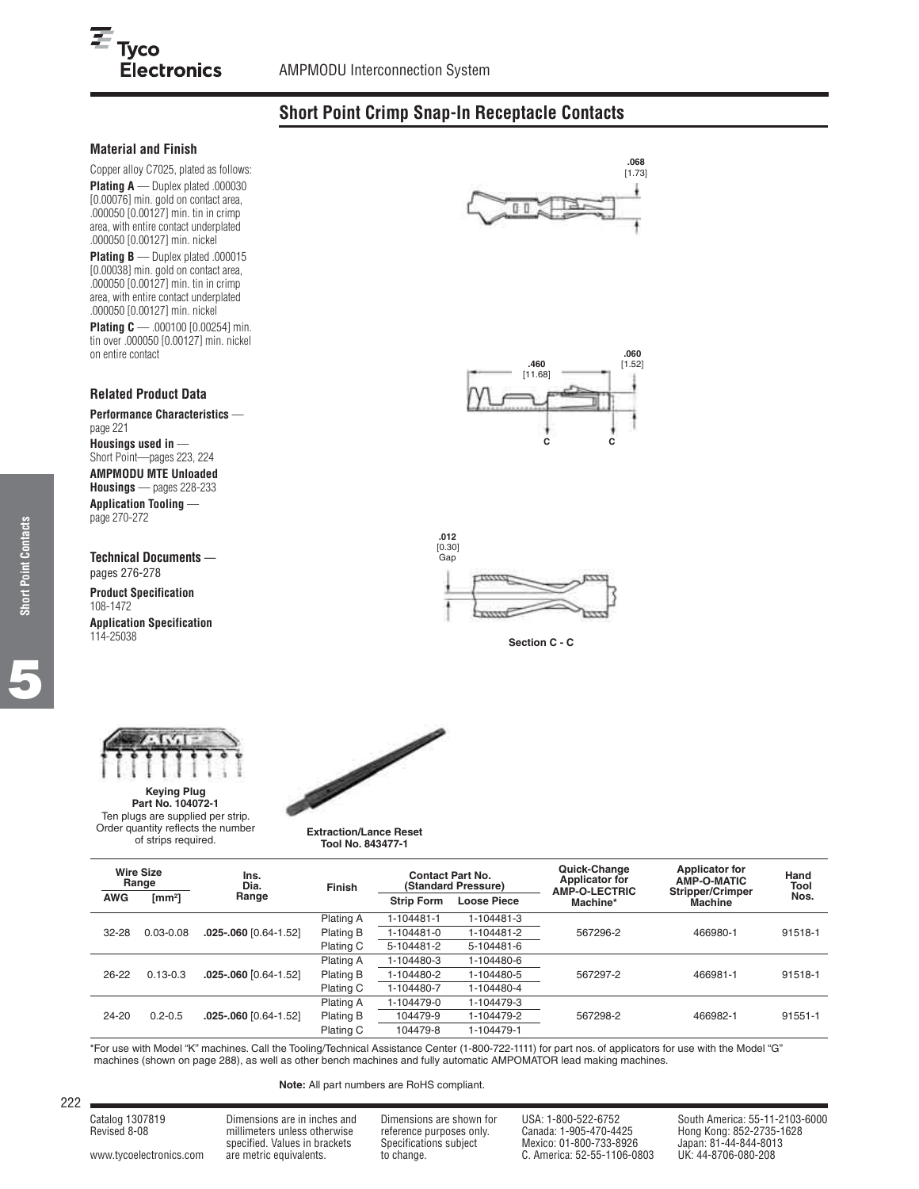## Short Point Crimp Snap-In Receptacle Contacts

### Material and Finish

Copper alloy C7025, plated as follows:

**Plating A** — Duplex plated .000030 [0.00076] min. gold on contact area, .000050 [0.00127] min. tin in crimp area, with entire contact underplated .000050 [0.00127] min. nickel

**Plating B** — Duplex plated .000015 [0.00038] min. gold on contact area, .000050 [0.00127] min. tin in crimp area, with entire contact underplated .000050 [0.00127] min. nickel

**Plating C** — .000100 [0.00254] min. tin over .000050 [0.00127] min. nickel on entire contact

### Related Product Data

**Performance Characteristics** — page 221

**Housings used in** — Short Point—pages 223, 224

**AMPMODU MTE Unloaded Housings** — pages 228-233

**Application Tooling** — page 270-272

**Technical Documents** — pages 276-278

**Product Specification** 108-1472

**Application Specification** 114-25038

.068 [1.73]

.460 [11.68]

.060 [1.52]

C C

.012 [0.30] Gap

Section C - C

**Keying Plug Part No. 104072-1**
Ten plugs are supplied per strip. Order quantity reflects the number of strips required.

**Extraction/Lance Reset Tool No. 843477-1**

| Wire Size Range | | Ins. Dia. Range | Finish | Contact Part No. (Standard Pressure) | | Quick-Change Applicator for AMP-O-LECTRIC Machine* | Applicator for AMP-O-MATIC Stripper/Crimper Machine | Hand Tool Nos. |
|---|---|---|---|---|---|---|---|---|
| AWG | [mm²] | | | Strip Form | Loose Piece | | | |
| 32-28 | 0.03-0.08 | .025-.060 [0.64-1.52] | Plating A | 1-104481-1 | 1-104481-3 | 567296-2 | 466980-1 | 91518-1 |
| | | | Plating B | 1-104481-0 | 1-104481-2 | | | |
| | | | Plating C | 5-104481-2 | 5-104481-6 | | | |
| 26-22 | 0.13-0.3 | .025-.060 [0.64-1.52] | Plating A | 1-104480-3 | 1-104480-6 | 567297-2 | 466981-1 | 91518-1 |
| | | | Plating B | 1-104480-2 | 1-104480-5 | | | |
| | | | Plating C | 1-104480-7 | 1-104480-4 | | | |
| 24-20 | 0.2-0.5 | .025-.060 [0.64-1.52] | Plating A | 1-104479-0 | 1-104479-3 | 567298-2 | 466982-1 | 91551-1 |
| | | | Plating B | 104479-9 | 1-104479-2 | | | |
| | | | Plating C | 104479-8 | 1-104479-1 | | | |

*For use with Model "K" machines. Call the Tooling/Technical Assistance Center (1-800-722-1111) for part nos. of applicators for use with the Model "G" machines (shown on page 288), as well as other bench machines and fully automatic AMPOMATOR lead making machines.

**Note:** All part numbers are RoHS compliant.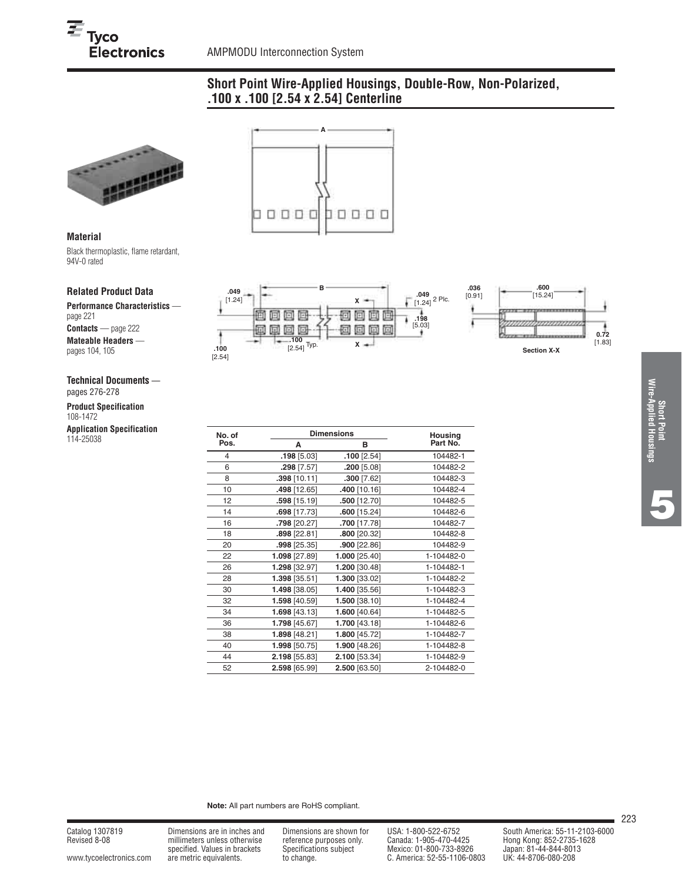AMPMODU Interconnection System

## Short Point Wire-Applied Housings, Double-Row, Non-Polarized, .100 x .100 [2.54 x 2.54] Centerline

### Material

Black thermoplastic, flame retardant, 94V-0 rated

### Related Product Data

**Performance Characteristics** — page 221

**Contacts** — page 222

**Mateable Headers** — pages 104, 105

**Technical Documents** — pages 276-278

**Product Specification**
108-1472

**Application Specification**
114-25038

| No. of Pos. | Dimensions | | Housing Part No. |
|---|---|---|---|
| | A | B | |
| 4 | **.198** [5.03] | **.100** [2.54] | 104482-1 |
| 6 | **.298** [7.57] | **.200** [5.08] | 104482-2 |
| 8 | **.398** [10.11] | **.300** [7.62] | 104482-3 |
| 10 | **.498** [12.65] | **.400** [10.16] | 104482-4 |
| 12 | **.598** [15.19] | **.500** [12.70] | 104482-5 |
| 14 | **.698** [17.73] | **.600** [15.24] | 104482-6 |
| 16 | **.798** [20.27] | **.700** [17.78] | 104482-7 |
| 18 | **.898** [22.81] | **.800** [20.32] | 104482-8 |
| 20 | **.998** [25.35] | **.900** [22.86] | 104482-9 |
| 22 | **1.098** [27.89] | **1.000** [25.40] | 1-104482-0 |
| 26 | **1.298** [32.97] | **1.200** [30.48] | 1-104482-1 |
| 28 | **1.398** [35.51] | **1.300** [33.02] | 1-104482-2 |
| 30 | **1.498** [38.05] | **1.400** [35.56] | 1-104482-3 |
| 32 | **1.598** [40.59] | **1.500** [38.10] | 1-104482-4 |
| 34 | **1.698** [43.13] | **1.600** [40.64] | 1-104482-5 |
| 36 | **1.798** [45.67] | **1.700** [43.18] | 1-104482-6 |
| 38 | **1.898** [48.21] | **1.800** [45.72] | 1-104482-7 |
| 40 | **1.998** [50.75] | **1.900** [48.26] | 1-104482-8 |
| 44 | **2.198** [55.83] | **2.100** [53.34] | 1-104482-9 |
| 52 | **2.598** [65.99] | **2.500** [63.50] | 2-104482-0 |

**Note:** All part numbers are RoHS compliant.

Catalog 1307819
Revised 8-08

www.tycoelectronics.com

Dimensions are in inches and millimeters unless otherwise specified. Values in brackets are metric equivalents.

Dimensions are shown for reference purposes only. Specifications subject to change.

USA: 1-800-522-6752
Canada: 1-905-470-4425
Mexico: 01-800-733-8926
C. America: 52-55-1106-0803

South America: 55-11-2103-6000
Hong Kong: 852-2735-1628
Japan: 81-44-844-8013
UK: 44-8706-080-208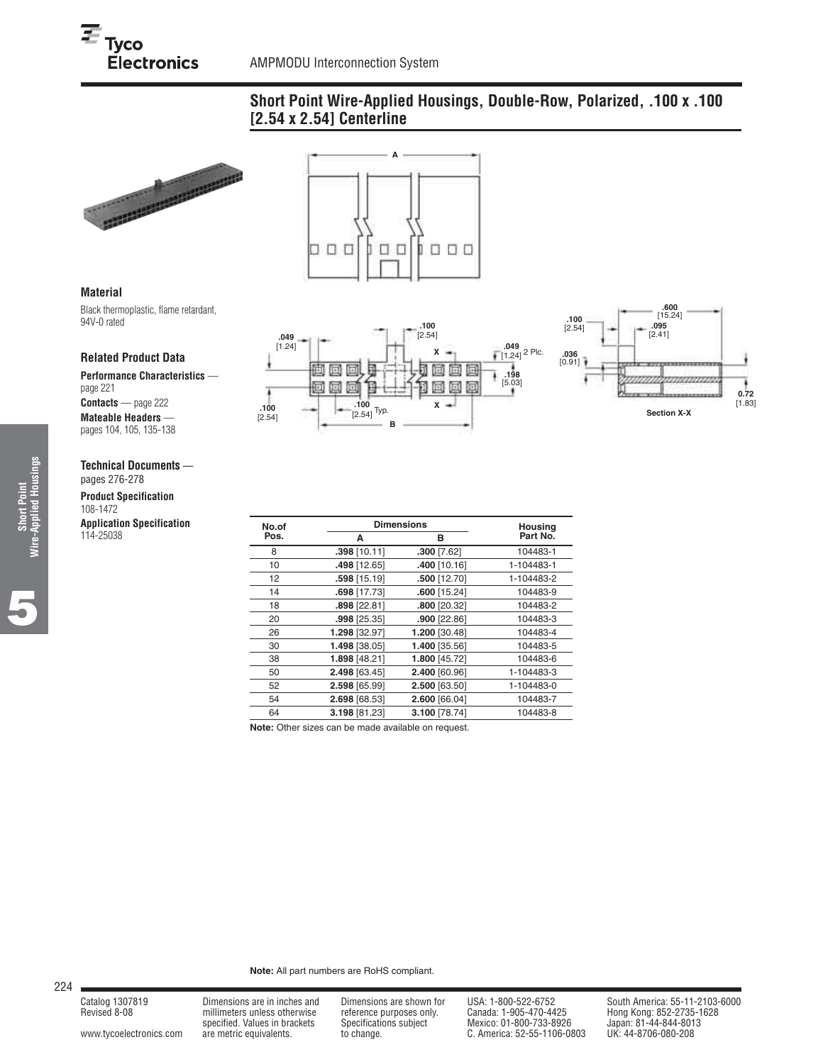AMPMODU Interconnection System

## Short Point Wire-Applied Housings, Double-Row, Polarized, .100 x .100 [2.54 x 2.54] Centerline

### Material

Black thermoplastic, flame retardant, 94V-0 rated

### Related Product Data

**Performance Characteristics** — page 221

**Contacts** — page 222

**Mateable Headers** — pages 104, 105, 135-138

### Technical Documents — pages 276-278

**Product Specification**
108-1472

**Application Specification**
114-25038

A

.049 [1.24]
.100 [2.54]
.049 [1.24] 2 Plc.
.198 [5.03]
.100 [2.54]
.100 [2.54] Typ.
B
X
X

.600 [15.24]
.100 [2.54]
.095 [2.41]
.036 [0.91]
0.72 [1.83]
Section X-X

| No.of Pos. | Dimensions | | Housing Part No. |
|---|---|---|---|
| | A | B | |
| 8 | **.398** [10.11] | **.300** [7.62] | 104483-1 |
| 10 | **.498** [12.65] | **.400** [10.16] | 1-104483-1 |
| 12 | **.598** [15.19] | **.500** [12.70] | 1-104483-2 |
| 14 | **.698** [17.73] | **.600** [15.24] | 104483-9 |
| 18 | **.898** [22.81] | **.800** [20.32] | 104483-2 |
| 20 | **.998** [25.35] | **.900** [22.86] | 104483-3 |
| 26 | **1.298** [32.97] | **1.200** [30.48] | 104483-4 |
| 30 | **1.498** [38.05] | **1.400** [35.56] | 104483-5 |
| 38 | **1.898** [48.21] | **1.800** [45.72] | 104483-6 |
| 50 | **2.498** [63.45] | **2.400** [60.96] | 1-104483-3 |
| 52 | **2.598** [65.99] | **2.500** [63.50] | 1-104483-0 |
| 54 | **2.698** [68.53] | **2.600** [66.04] | 104483-7 |
| 64 | **3.198** [81.23] | **3.100** [78.74] | 104483-8 |

**Note:** Other sizes can be made available on request.

**Note:** All part numbers are RoHS compliant.